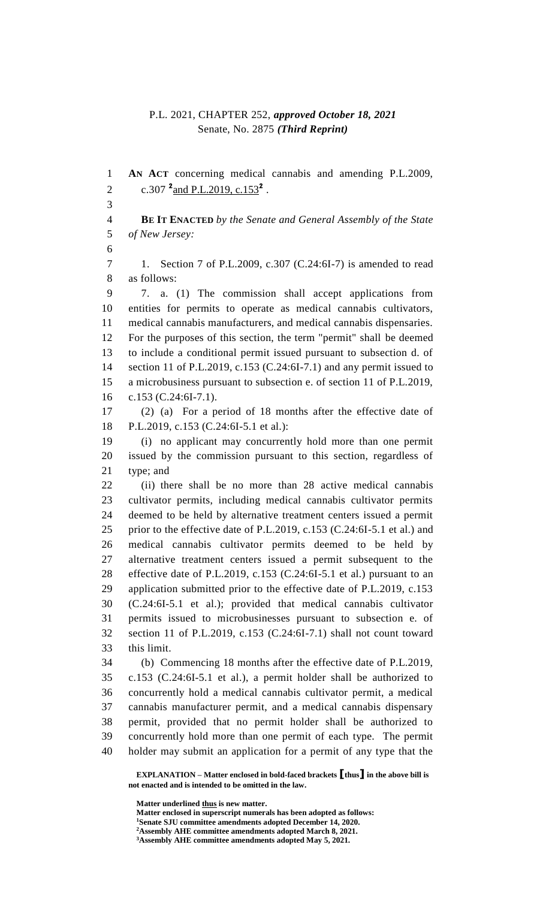P.L. 2021, CHAPTER 252, ***approved October 18, 2021***
Senate, No. 2875 ***(Third Reprint)***

**AN ACT** concerning medical cannabis and amending P.L.2009, c.307 [2]<ins>and P.L.2019, c.153</ins>[2] .

**BE IT ENACTED** *by the Senate and General Assembly of the State of New Jersey:*

1. Section 7 of P.L.2009, c.307 (C.24:6I-7) is amended to read as follows:

7. a. (1) The commission shall accept applications from entities for permits to operate as medical cannabis cultivators, medical cannabis manufacturers, and medical cannabis dispensaries. For the purposes of this section, the term "permit" shall be deemed to include a conditional permit issued pursuant to subsection d. of section 11 of P.L.2019, c.153 (C.24:6I-7.1) and any permit issued to a microbusiness pursuant to subsection e. of section 11 of P.L.2019, c.153 (C.24:6I-7.1).

(2) (a) For a period of 18 months after the effective date of P.L.2019, c.153 (C.24:6I-5.1 et al.):

(i) no applicant may concurrently hold more than one permit issued by the commission pursuant to this section, regardless of type; and

(ii) there shall be no more than 28 active medical cannabis cultivator permits, including medical cannabis cultivator permits deemed to be held by alternative treatment centers issued a permit prior to the effective date of P.L.2019, c.153 (C.24:6I-5.1 et al.) and medical cannabis cultivator permits deemed to be held by alternative treatment centers issued a permit subsequent to the effective date of P.L.2019, c.153 (C.24:6I-5.1 et al.) pursuant to an application submitted prior to the effective date of P.L.2019, c.153 (C.24:6I-5.1 et al.); provided that medical cannabis cultivator permits issued to microbusinesses pursuant to subsection e. of section 11 of P.L.2019, c.153 (C.24:6I-7.1) shall not count toward this limit.

(b) Commencing 18 months after the effective date of P.L.2019, c.153 (C.24:6I-5.1 et al.), a permit holder shall be authorized to concurrently hold a medical cannabis cultivator permit, a medical cannabis manufacturer permit, and a medical cannabis dispensary permit, provided that no permit holder shall be authorized to concurrently hold more than one permit of each type. The permit holder may submit an application for a permit of any type that the

**EXPLANATION – Matter enclosed in bold-faced brackets [thus] in the above bill is not enacted and is intended to be omitted in the law.**

**Matter underlined <ins>thus</ins> is new matter.**
**Matter enclosed in superscript numerals has been adopted as follows:**
[1]**Senate SJU committee amendments adopted December 14, 2020.**
[2]**Assembly AHE committee amendments adopted March 8, 2021.**
[3]**Assembly AHE committee amendments adopted May 5, 2021.**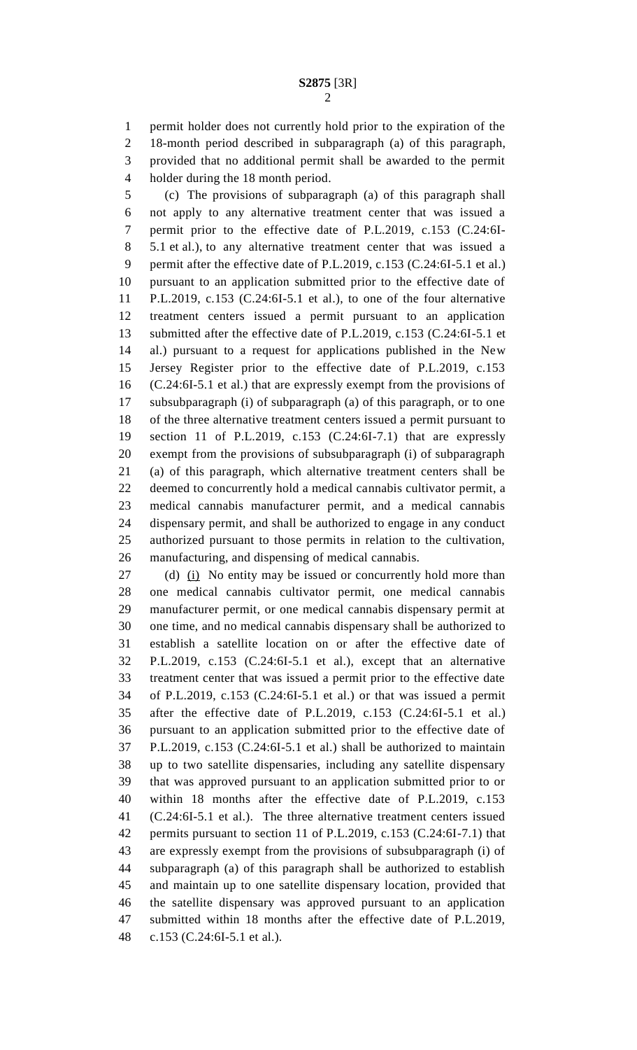permit holder does not currently hold prior to the expiration of the 18-month period described in subparagraph (a) of this paragraph, provided that no additional permit shall be awarded to the permit holder during the 18 month period.

(c) The provisions of subparagraph (a) of this paragraph shall not apply to any alternative treatment center that was issued a permit prior to the effective date of P.L.2019, c.153 (C.24:6I-5.1 et al.), to any alternative treatment center that was issued a permit after the effective date of P.L.2019, c.153 (C.24:6I-5.1 et al.) pursuant to an application submitted prior to the effective date of P.L.2019, c.153 (C.24:6I-5.1 et al.), to one of the four alternative treatment centers issued a permit pursuant to an application submitted after the effective date of P.L.2019, c.153 (C.24:6I-5.1 et al.) pursuant to a request for applications published in the New Jersey Register prior to the effective date of P.L.2019, c.153 (C.24:6I-5.1 et al.) that are expressly exempt from the provisions of subsubparagraph (i) of subparagraph (a) of this paragraph, or to one of the three alternative treatment centers issued a permit pursuant to section 11 of P.L.2019, c.153 (C.24:6I-7.1) that are expressly exempt from the provisions of subsubparagraph (i) of subparagraph (a) of this paragraph, which alternative treatment centers shall be deemed to concurrently hold a medical cannabis cultivator permit, a medical cannabis manufacturer permit, and a medical cannabis dispensary permit, and shall be authorized to engage in any conduct authorized pursuant to those permits in relation to the cultivation, manufacturing, and dispensing of medical cannabis.

(d) (i) No entity may be issued or concurrently hold more than one medical cannabis cultivator permit, one medical cannabis manufacturer permit, or one medical cannabis dispensary permit at one time, and no medical cannabis dispensary shall be authorized to establish a satellite location on or after the effective date of P.L.2019, c.153 (C.24:6I-5.1 et al.), except that an alternative treatment center that was issued a permit prior to the effective date of P.L.2019, c.153 (C.24:6I-5.1 et al.) or that was issued a permit after the effective date of P.L.2019, c.153 (C.24:6I-5.1 et al.) pursuant to an application submitted prior to the effective date of P.L.2019, c.153 (C.24:6I-5.1 et al.) shall be authorized to maintain up to two satellite dispensaries, including any satellite dispensary that was approved pursuant to an application submitted prior to or within 18 months after the effective date of P.L.2019, c.153 (C.24:6I-5.1 et al.). The three alternative treatment centers issued permits pursuant to section 11 of P.L.2019, c.153 (C.24:6I-7.1) that are expressly exempt from the provisions of subsubparagraph (i) of subparagraph (a) of this paragraph shall be authorized to establish and maintain up to one satellite dispensary location, provided that the satellite dispensary was approved pursuant to an application submitted within 18 months after the effective date of P.L.2019, c.153 (C.24:6I-5.1 et al.).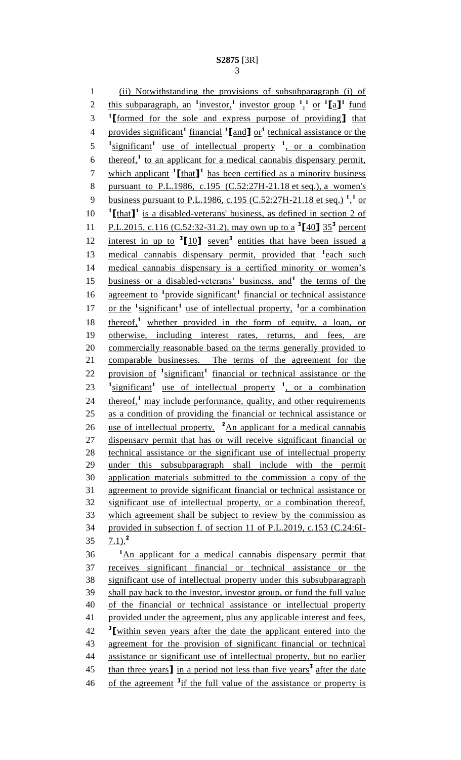(ii) Notwithstanding the provisions of subsubparagraph (i) of this subparagraph, an [1]investor,[1] investor group [1],[1] or [1][a][1] fund [1][formed for the sole and express purpose of providing] that provides significant[1] financial [1][and] or[1] technical assistance or the [1]significant[1] use of intellectual property [1], or a combination thereof,[1] to an applicant for a medical cannabis dispensary permit, which applicant [1][that][1] has been certified as a minority business pursuant to P.L.1986, c.195 (C.52:27H-21.18 et seq.), a women's business pursuant to P.L.1986, c.195 (C.52:27H-21.18 et seq.) [1],[1] or [1][that][1] is a disabled-veterans' business, as defined in section 2 of P.L.2015, c.116 (C.52:32-31.2), may own up to a [3][40] 35[3] percent interest in up to [3][10] seven[3] entities that have been issued a medical cannabis dispensary permit, provided that [1]each such medical cannabis dispensary is a certified minority or women's business or a disabled-veterans' business, and[1] the terms of the agreement to [1]provide significant[1] financial or technical assistance or the [1]significant[1] use of intellectual property, [1]or a combination thereof,[1] whether provided in the form of equity, a loan, or otherwise, including interest rates, returns, and fees, are commercially reasonable based on the terms generally provided to comparable businesses. The terms of the agreement for the provision of [1]significant[1] financial or technical assistance or the [1]significant[1] use of intellectual property [1], or a combination thereof,[1] may include performance, quality, and other requirements as a condition of providing the financial or technical assistance or use of intellectual property. [2]An applicant for a medical cannabis dispensary permit that has or will receive significant financial or technical assistance or the significant use of intellectual property under this subsubparagraph shall include with the permit application materials submitted to the commission a copy of the agreement to provide significant financial or technical assistance or significant use of intellectual property, or a combination thereof, which agreement shall be subject to review by the commission as provided in subsection f. of section 11 of P.L.2019, c.153 (C.24:6I-7.1).[2]

[1]An applicant for a medical cannabis dispensary permit that receives significant financial or technical assistance or the significant use of intellectual property under this subsubparagraph shall pay back to the investor, investor group, or fund the full value of the financial or technical assistance or intellectual property provided under the agreement, plus any applicable interest and fees, [3][within seven years after the date the applicant entered into the agreement for the provision of significant financial or technical assistance or significant use of intellectual property, but no earlier than three years] in a period not less than five years[3] after the date of the agreement [3]if the full value of the assistance or property is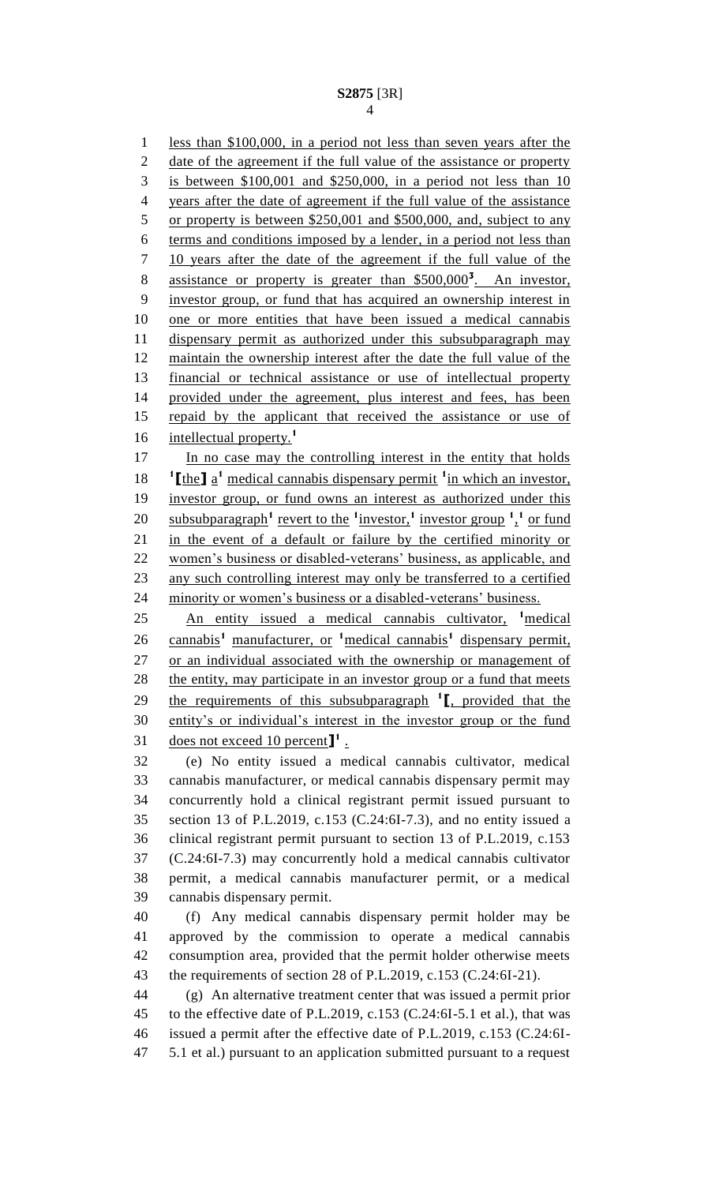less than $100,000, in a period not less than seven years after the date of the agreement if the full value of the assistance or property is between $100,001 and $250,000, in a period not less than 10 years after the date of agreement if the full value of the assistance or property is between $250,001 and $500,000, and, subject to any terms and conditions imposed by a lender, in a period not less than 10 years after the date of the agreement if the full value of the assistance or property is greater than $500,000[3]. An investor, investor group, or fund that has acquired an ownership interest in one or more entities that have been issued a medical cannabis dispensary permit as authorized under this subsubparagraph may maintain the ownership interest after the date the full value of the financial or technical assistance or use of intellectual property provided under the agreement, plus interest and fees, has been repaid by the applicant that received the assistance or use of intellectual property.[1]

In no case may the controlling interest in the entity that holds [1][the] a[1] medical cannabis dispensary permit [1]in which an investor, investor group, or fund owns an interest as authorized under this subsubparagraph[1] revert to the [1]investor,[1] investor group [1],[1] or fund in the event of a default or failure by the certified minority or women's business or disabled-veterans' business, as applicable, and any such controlling interest may only be transferred to a certified minority or women's business or a disabled-veterans' business.

An entity issued a medical cannabis cultivator, [1]medical cannabis[1] manufacturer, or [1]medical cannabis[1] dispensary permit, or an individual associated with the ownership or management of the entity, may participate in an investor group or a fund that meets the requirements of this subsubparagraph [1][, provided that the entity's or individual's interest in the investor group or the fund does not exceed 10 percent][1] .

(e) No entity issued a medical cannabis cultivator, medical cannabis manufacturer, or medical cannabis dispensary permit may concurrently hold a clinical registrant permit issued pursuant to section 13 of P.L.2019, c.153 (C.24:6I-7.3), and no entity issued a clinical registrant permit pursuant to section 13 of P.L.2019, c.153 (C.24:6I-7.3) may concurrently hold a medical cannabis cultivator permit, a medical cannabis manufacturer permit, or a medical cannabis dispensary permit.

(f) Any medical cannabis dispensary permit holder may be approved by the commission to operate a medical cannabis consumption area, provided that the permit holder otherwise meets the requirements of section 28 of P.L.2019, c.153 (C.24:6I-21).

(g) An alternative treatment center that was issued a permit prior to the effective date of P.L.2019, c.153 (C.24:6I-5.1 et al.), that was issued a permit after the effective date of P.L.2019, c.153 (C.24:6I-5.1 et al.) pursuant to an application submitted pursuant to a request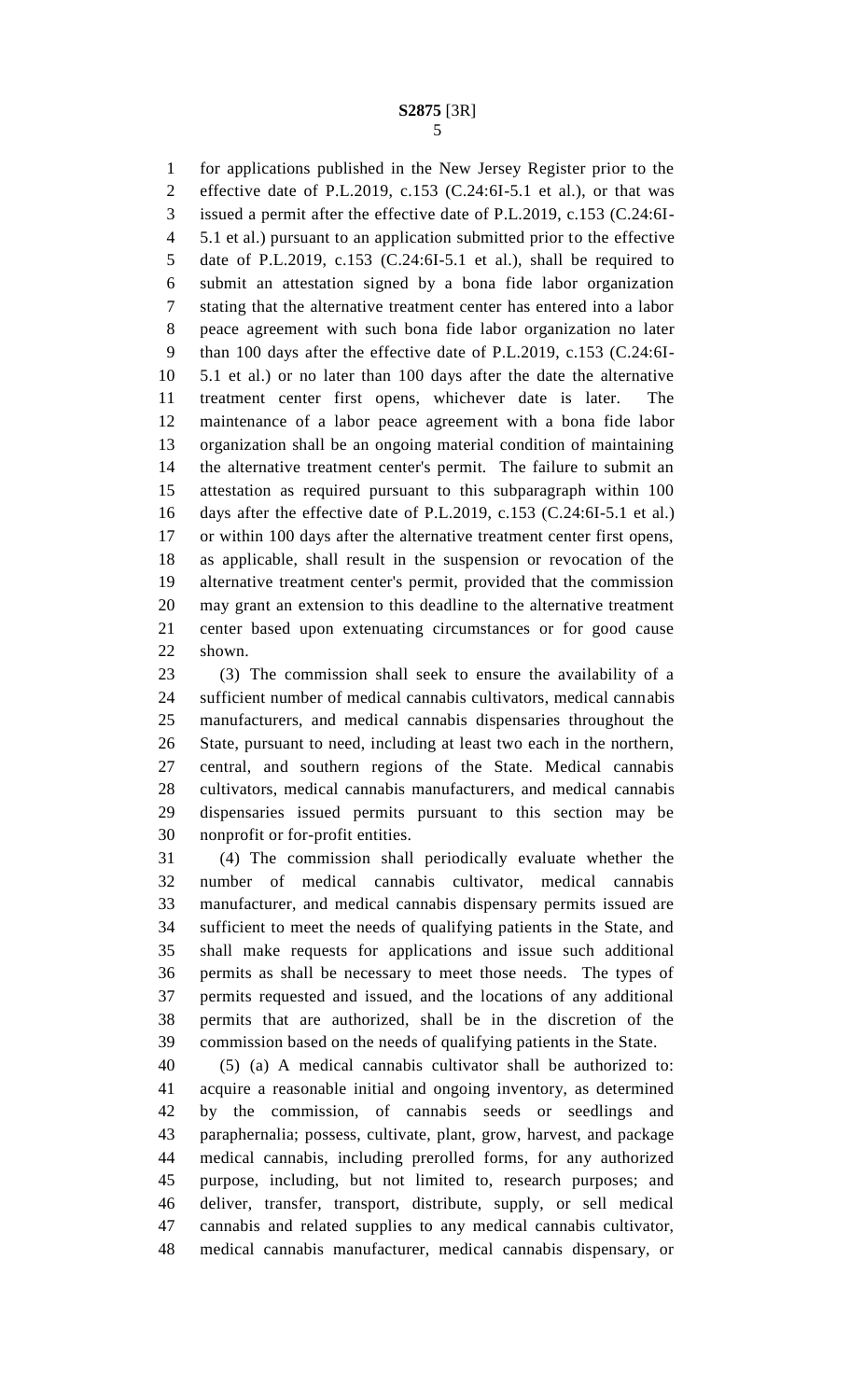for applications published in the New Jersey Register prior to the effective date of P.L.2019, c.153 (C.24:6I-5.1 et al.), or that was issued a permit after the effective date of P.L.2019, c.153 (C.24:6I-5.1 et al.) pursuant to an application submitted prior to the effective date of P.L.2019, c.153 (C.24:6I-5.1 et al.), shall be required to submit an attestation signed by a bona fide labor organization stating that the alternative treatment center has entered into a labor peace agreement with such bona fide labor organization no later than 100 days after the effective date of P.L.2019, c.153 (C.24:6I-5.1 et al.) or no later than 100 days after the date the alternative treatment center first opens, whichever date is later. The maintenance of a labor peace agreement with a bona fide labor organization shall be an ongoing material condition of maintaining the alternative treatment center's permit. The failure to submit an attestation as required pursuant to this subparagraph within 100 days after the effective date of P.L.2019, c.153 (C.24:6I-5.1 et al.) or within 100 days after the alternative treatment center first opens, as applicable, shall result in the suspension or revocation of the alternative treatment center's permit, provided that the commission may grant an extension to this deadline to the alternative treatment center based upon extenuating circumstances or for good cause shown.

(3) The commission shall seek to ensure the availability of a sufficient number of medical cannabis cultivators, medical cannabis manufacturers, and medical cannabis dispensaries throughout the State, pursuant to need, including at least two each in the northern, central, and southern regions of the State. Medical cannabis cultivators, medical cannabis manufacturers, and medical cannabis dispensaries issued permits pursuant to this section may be nonprofit or for-profit entities.

(4) The commission shall periodically evaluate whether the number of medical cannabis cultivator, medical cannabis manufacturer, and medical cannabis dispensary permits issued are sufficient to meet the needs of qualifying patients in the State, and shall make requests for applications and issue such additional permits as shall be necessary to meet those needs. The types of permits requested and issued, and the locations of any additional permits that are authorized, shall be in the discretion of the commission based on the needs of qualifying patients in the State.

(5) (a) A medical cannabis cultivator shall be authorized to: acquire a reasonable initial and ongoing inventory, as determined by the commission, of cannabis seeds or seedlings and paraphernalia; possess, cultivate, plant, grow, harvest, and package medical cannabis, including prerolled forms, for any authorized purpose, including, but not limited to, research purposes; and deliver, transfer, transport, distribute, supply, or sell medical cannabis and related supplies to any medical cannabis cultivator, medical cannabis manufacturer, medical cannabis dispensary, or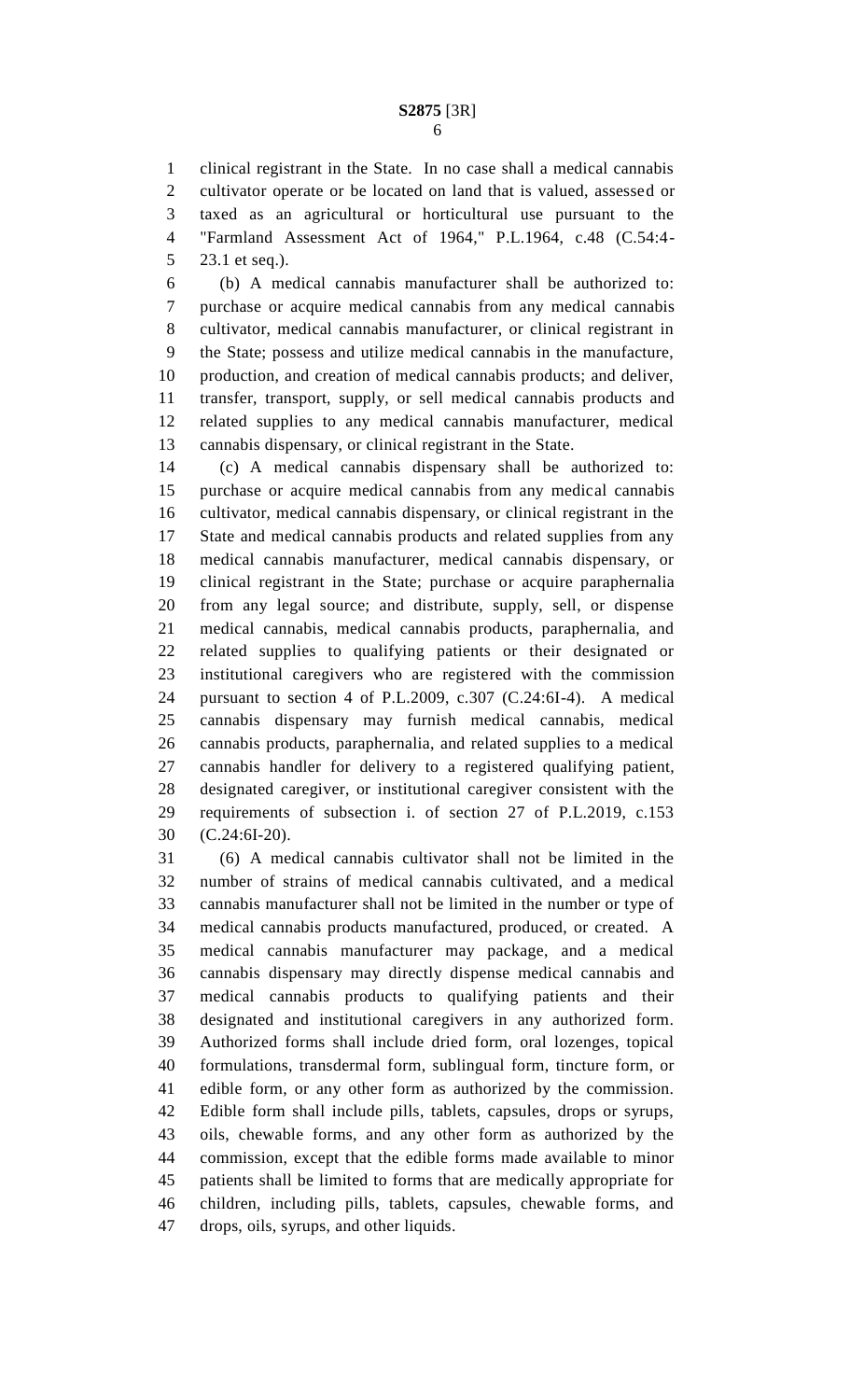clinical registrant in the State. In no case shall a medical cannabis cultivator operate or be located on land that is valued, assessed or taxed as an agricultural or horticultural use pursuant to the "Farmland Assessment Act of 1964," P.L.1964, c.48 (C.54:4-23.1 et seq.).

(b) A medical cannabis manufacturer shall be authorized to: purchase or acquire medical cannabis from any medical cannabis cultivator, medical cannabis manufacturer, or clinical registrant in the State; possess and utilize medical cannabis in the manufacture, production, and creation of medical cannabis products; and deliver, transfer, transport, supply, or sell medical cannabis products and related supplies to any medical cannabis manufacturer, medical cannabis dispensary, or clinical registrant in the State.

(c) A medical cannabis dispensary shall be authorized to: purchase or acquire medical cannabis from any medical cannabis cultivator, medical cannabis dispensary, or clinical registrant in the State and medical cannabis products and related supplies from any medical cannabis manufacturer, medical cannabis dispensary, or clinical registrant in the State; purchase or acquire paraphernalia from any legal source; and distribute, supply, sell, or dispense medical cannabis, medical cannabis products, paraphernalia, and related supplies to qualifying patients or their designated or institutional caregivers who are registered with the commission pursuant to section 4 of P.L.2009, c.307 (C.24:6I-4). A medical cannabis dispensary may furnish medical cannabis, medical cannabis products, paraphernalia, and related supplies to a medical cannabis handler for delivery to a registered qualifying patient, designated caregiver, or institutional caregiver consistent with the requirements of subsection i. of section 27 of P.L.2019, c.153 (C.24:6I-20).

(6) A medical cannabis cultivator shall not be limited in the number of strains of medical cannabis cultivated, and a medical cannabis manufacturer shall not be limited in the number or type of medical cannabis products manufactured, produced, or created. A medical cannabis manufacturer may package, and a medical cannabis dispensary may directly dispense medical cannabis and medical cannabis products to qualifying patients and their designated and institutional caregivers in any authorized form. Authorized forms shall include dried form, oral lozenges, topical formulations, transdermal form, sublingual form, tincture form, or edible form, or any other form as authorized by the commission. Edible form shall include pills, tablets, capsules, drops or syrups, oils, chewable forms, and any other form as authorized by the commission, except that the edible forms made available to minor patients shall be limited to forms that are medically appropriate for children, including pills, tablets, capsules, chewable forms, and drops, oils, syrups, and other liquids.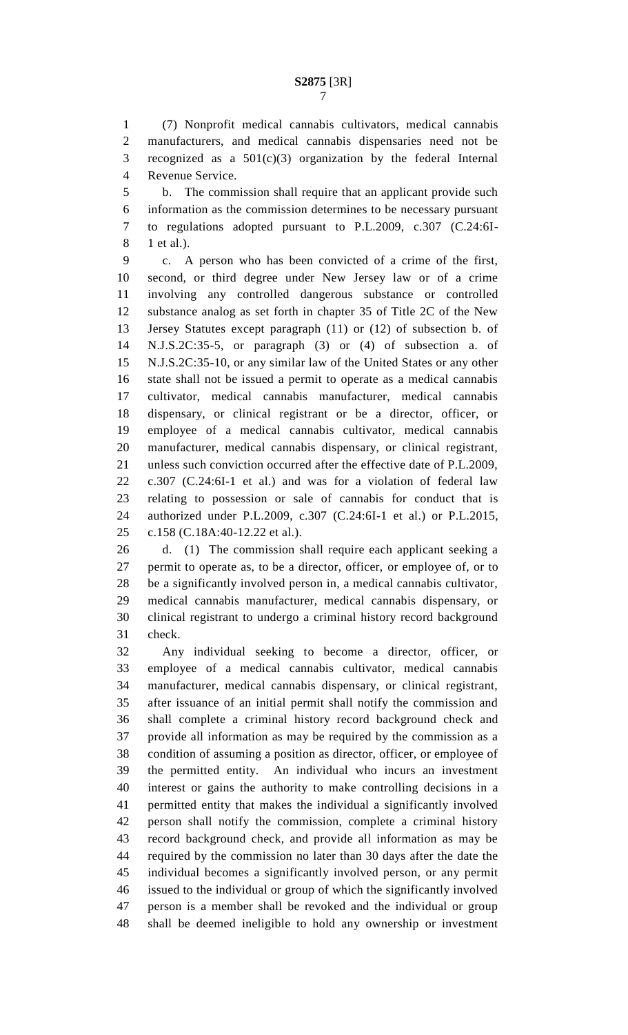(7) Nonprofit medical cannabis cultivators, medical cannabis manufacturers, and medical cannabis dispensaries need not be recognized as a 501(c)(3) organization by the federal Internal Revenue Service.

b. The commission shall require that an applicant provide such information as the commission determines to be necessary pursuant to regulations adopted pursuant to P.L.2009, c.307 (C.24:6I-1 et al.).

c. A person who has been convicted of a crime of the first, second, or third degree under New Jersey law or of a crime involving any controlled dangerous substance or controlled substance analog as set forth in chapter 35 of Title 2C of the New Jersey Statutes except paragraph (11) or (12) of subsection b. of N.J.S.2C:35-5, or paragraph (3) or (4) of subsection a. of N.J.S.2C:35-10, or any similar law of the United States or any other state shall not be issued a permit to operate as a medical cannabis cultivator, medical cannabis manufacturer, medical cannabis dispensary, or clinical registrant or be a director, officer, or employee of a medical cannabis cultivator, medical cannabis manufacturer, medical cannabis dispensary, or clinical registrant, unless such conviction occurred after the effective date of P.L.2009, c.307 (C.24:6I-1 et al.) and was for a violation of federal law relating to possession or sale of cannabis for conduct that is authorized under P.L.2009, c.307 (C.24:6I-1 et al.) or P.L.2015, c.158 (C.18A:40-12.22 et al.).

d. (1) The commission shall require each applicant seeking a permit to operate as, to be a director, officer, or employee of, or to be a significantly involved person in, a medical cannabis cultivator, medical cannabis manufacturer, medical cannabis dispensary, or clinical registrant to undergo a criminal history record background check.

Any individual seeking to become a director, officer, or employee of a medical cannabis cultivator, medical cannabis manufacturer, medical cannabis dispensary, or clinical registrant, after issuance of an initial permit shall notify the commission and shall complete a criminal history record background check and provide all information as may be required by the commission as a condition of assuming a position as director, officer, or employee of the permitted entity. An individual who incurs an investment interest or gains the authority to make controlling decisions in a permitted entity that makes the individual a significantly involved person shall notify the commission, complete a criminal history record background check, and provide all information as may be required by the commission no later than 30 days after the date the individual becomes a significantly involved person, or any permit issued to the individual or group of which the significantly involved person is a member shall be revoked and the individual or group shall be deemed ineligible to hold any ownership or investment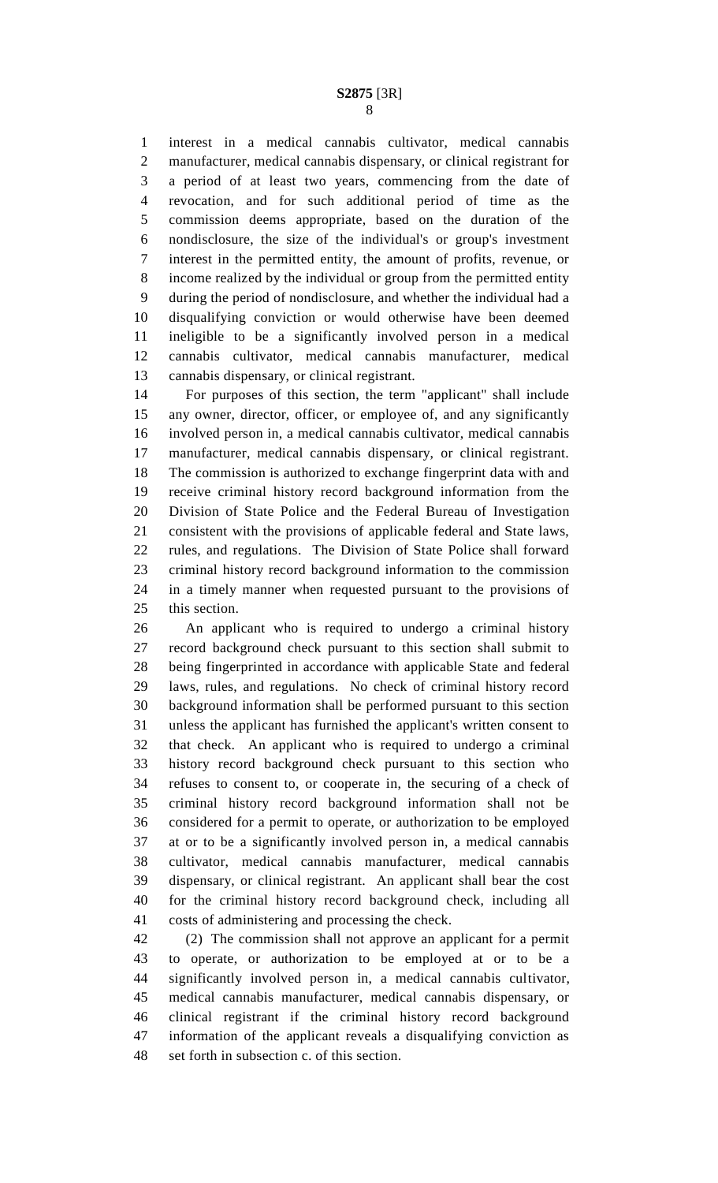interest in a medical cannabis cultivator, medical cannabis manufacturer, medical cannabis dispensary, or clinical registrant for a period of at least two years, commencing from the date of revocation, and for such additional period of time as the commission deems appropriate, based on the duration of the nondisclosure, the size of the individual's or group's investment interest in the permitted entity, the amount of profits, revenue, or income realized by the individual or group from the permitted entity during the period of nondisclosure, and whether the individual had a disqualifying conviction or would otherwise have been deemed ineligible to be a significantly involved person in a medical cannabis cultivator, medical cannabis manufacturer, medical cannabis dispensary, or clinical registrant.

For purposes of this section, the term "applicant" shall include any owner, director, officer, or employee of, and any significantly involved person in, a medical cannabis cultivator, medical cannabis manufacturer, medical cannabis dispensary, or clinical registrant. The commission is authorized to exchange fingerprint data with and receive criminal history record background information from the Division of State Police and the Federal Bureau of Investigation consistent with the provisions of applicable federal and State laws, rules, and regulations. The Division of State Police shall forward criminal history record background information to the commission in a timely manner when requested pursuant to the provisions of this section.

An applicant who is required to undergo a criminal history record background check pursuant to this section shall submit to being fingerprinted in accordance with applicable State and federal laws, rules, and regulations. No check of criminal history record background information shall be performed pursuant to this section unless the applicant has furnished the applicant's written consent to that check. An applicant who is required to undergo a criminal history record background check pursuant to this section who refuses to consent to, or cooperate in, the securing of a check of criminal history record background information shall not be considered for a permit to operate, or authorization to be employed at or to be a significantly involved person in, a medical cannabis cultivator, medical cannabis manufacturer, medical cannabis dispensary, or clinical registrant. An applicant shall bear the cost for the criminal history record background check, including all costs of administering and processing the check.

(2) The commission shall not approve an applicant for a permit to operate, or authorization to be employed at or to be a significantly involved person in, a medical cannabis cultivator, medical cannabis manufacturer, medical cannabis dispensary, or clinical registrant if the criminal history record background information of the applicant reveals a disqualifying conviction as set forth in subsection c. of this section.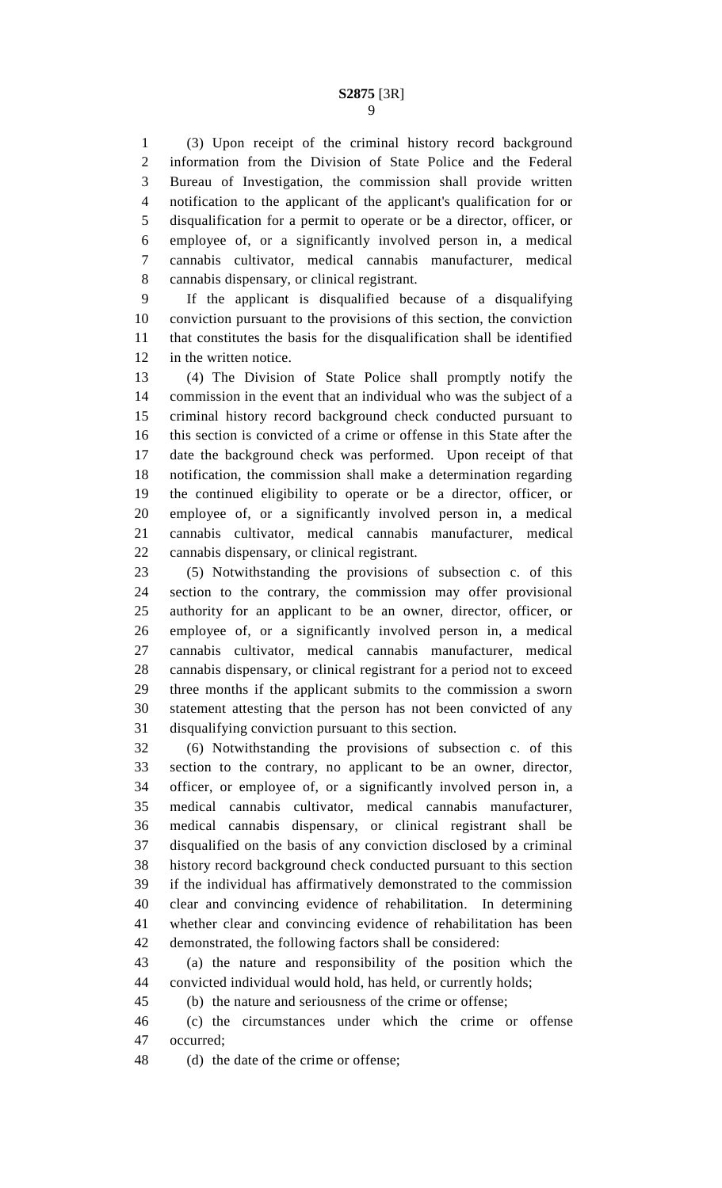(3) Upon receipt of the criminal history record background information from the Division of State Police and the Federal Bureau of Investigation, the commission shall provide written notification to the applicant of the applicant's qualification for or disqualification for a permit to operate or be a director, officer, or employee of, or a significantly involved person in, a medical cannabis cultivator, medical cannabis manufacturer, medical cannabis dispensary, or clinical registrant.

If the applicant is disqualified because of a disqualifying conviction pursuant to the provisions of this section, the conviction that constitutes the basis for the disqualification shall be identified in the written notice.

(4) The Division of State Police shall promptly notify the commission in the event that an individual who was the subject of a criminal history record background check conducted pursuant to this section is convicted of a crime or offense in this State after the date the background check was performed. Upon receipt of that notification, the commission shall make a determination regarding the continued eligibility to operate or be a director, officer, or employee of, or a significantly involved person in, a medical cannabis cultivator, medical cannabis manufacturer, medical cannabis dispensary, or clinical registrant.

(5) Notwithstanding the provisions of subsection c. of this section to the contrary, the commission may offer provisional authority for an applicant to be an owner, director, officer, or employee of, or a significantly involved person in, a medical cannabis cultivator, medical cannabis manufacturer, medical cannabis dispensary, or clinical registrant for a period not to exceed three months if the applicant submits to the commission a sworn statement attesting that the person has not been convicted of any disqualifying conviction pursuant to this section.

(6) Notwithstanding the provisions of subsection c. of this section to the contrary, no applicant to be an owner, director, officer, or employee of, or a significantly involved person in, a medical cannabis cultivator, medical cannabis manufacturer, medical cannabis dispensary, or clinical registrant shall be disqualified on the basis of any conviction disclosed by a criminal history record background check conducted pursuant to this section if the individual has affirmatively demonstrated to the commission clear and convincing evidence of rehabilitation. In determining whether clear and convincing evidence of rehabilitation has been demonstrated, the following factors shall be considered:

(a) the nature and responsibility of the position which the convicted individual would hold, has held, or currently holds;

(b) the nature and seriousness of the crime or offense;

(c) the circumstances under which the crime or offense occurred;

(d) the date of the crime or offense;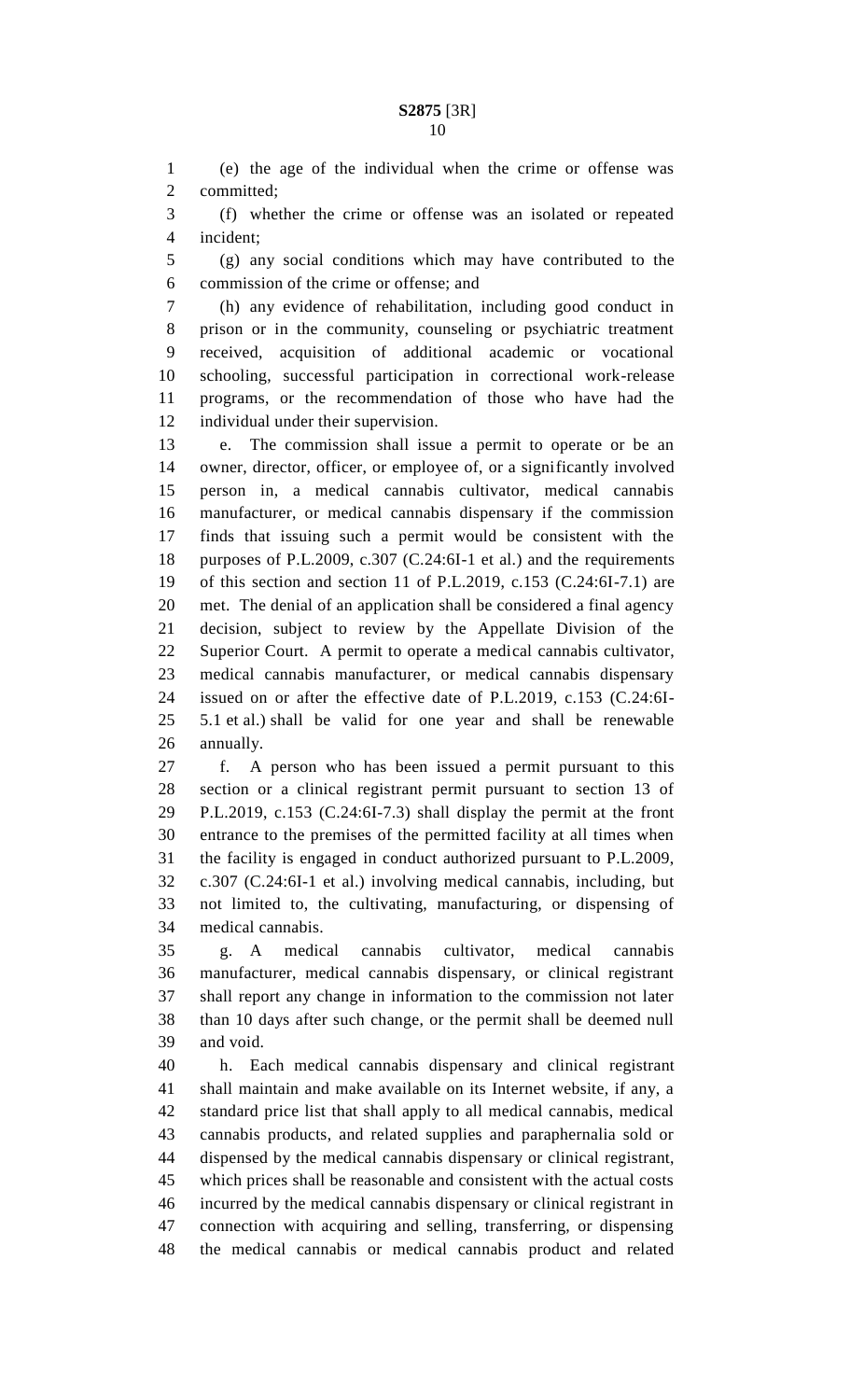(e) the age of the individual when the crime or offense was committed;

(f) whether the crime or offense was an isolated or repeated incident;

(g) any social conditions which may have contributed to the commission of the crime or offense; and

(h) any evidence of rehabilitation, including good conduct in prison or in the community, counseling or psychiatric treatment received, acquisition of additional academic or vocational schooling, successful participation in correctional work-release programs, or the recommendation of those who have had the individual under their supervision.

e. The commission shall issue a permit to operate or be an owner, director, officer, or employee of, or a significantly involved person in, a medical cannabis cultivator, medical cannabis manufacturer, or medical cannabis dispensary if the commission finds that issuing such a permit would be consistent with the purposes of P.L.2009, c.307 (C.24:6I-1 et al.) and the requirements of this section and section 11 of P.L.2019, c.153 (C.24:6I-7.1) are met. The denial of an application shall be considered a final agency decision, subject to review by the Appellate Division of the Superior Court. A permit to operate a medical cannabis cultivator, medical cannabis manufacturer, or medical cannabis dispensary issued on or after the effective date of P.L.2019, c.153 (C.24:6I-5.1 et al.) shall be valid for one year and shall be renewable annually.

f. A person who has been issued a permit pursuant to this section or a clinical registrant permit pursuant to section 13 of P.L.2019, c.153 (C.24:6I-7.3) shall display the permit at the front entrance to the premises of the permitted facility at all times when the facility is engaged in conduct authorized pursuant to P.L.2009, c.307 (C.24:6I-1 et al.) involving medical cannabis, including, but not limited to, the cultivating, manufacturing, or dispensing of medical cannabis.

g. A medical cannabis cultivator, medical cannabis manufacturer, medical cannabis dispensary, or clinical registrant shall report any change in information to the commission not later than 10 days after such change, or the permit shall be deemed null and void.

h. Each medical cannabis dispensary and clinical registrant shall maintain and make available on its Internet website, if any, a standard price list that shall apply to all medical cannabis, medical cannabis products, and related supplies and paraphernalia sold or dispensed by the medical cannabis dispensary or clinical registrant, which prices shall be reasonable and consistent with the actual costs incurred by the medical cannabis dispensary or clinical registrant in connection with acquiring and selling, transferring, or dispensing the medical cannabis or medical cannabis product and related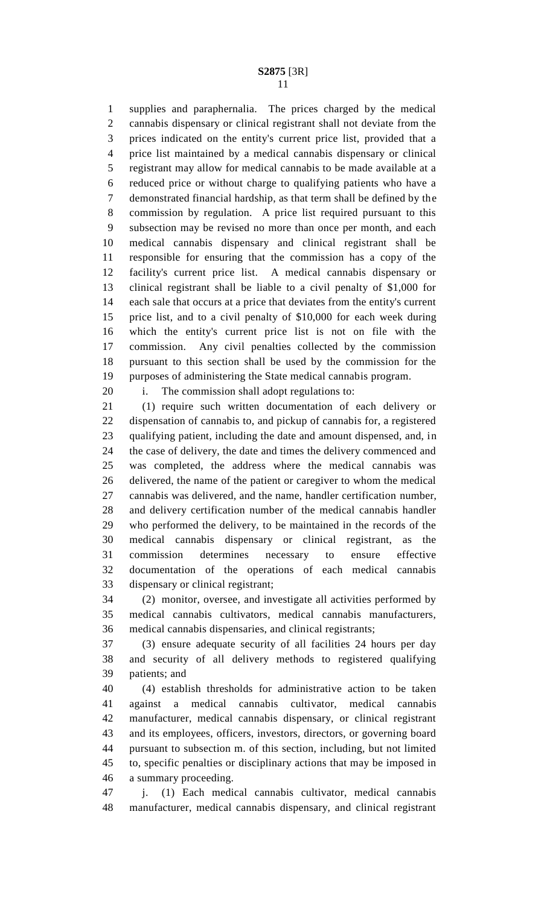supplies and paraphernalia. The prices charged by the medical cannabis dispensary or clinical registrant shall not deviate from the prices indicated on the entity's current price list, provided that a price list maintained by a medical cannabis dispensary or clinical registrant may allow for medical cannabis to be made available at a reduced price or without charge to qualifying patients who have a demonstrated financial hardship, as that term shall be defined by the commission by regulation. A price list required pursuant to this subsection may be revised no more than once per month, and each medical cannabis dispensary and clinical registrant shall be responsible for ensuring that the commission has a copy of the facility's current price list. A medical cannabis dispensary or clinical registrant shall be liable to a civil penalty of $1,000 for each sale that occurs at a price that deviates from the entity's current price list, and to a civil penalty of $10,000 for each week during which the entity's current price list is not on file with the commission. Any civil penalties collected by the commission pursuant to this section shall be used by the commission for the purposes of administering the State medical cannabis program.

i. The commission shall adopt regulations to:

(1) require such written documentation of each delivery or dispensation of cannabis to, and pickup of cannabis for, a registered qualifying patient, including the date and amount dispensed, and, in the case of delivery, the date and times the delivery commenced and was completed, the address where the medical cannabis was delivered, the name of the patient or caregiver to whom the medical cannabis was delivered, and the name, handler certification number, and delivery certification number of the medical cannabis handler who performed the delivery, to be maintained in the records of the medical cannabis dispensary or clinical registrant, as the commission determines necessary to ensure effective documentation of the operations of each medical cannabis dispensary or clinical registrant;

(2) monitor, oversee, and investigate all activities performed by medical cannabis cultivators, medical cannabis manufacturers, medical cannabis dispensaries, and clinical registrants;

(3) ensure adequate security of all facilities 24 hours per day and security of all delivery methods to registered qualifying patients; and

(4) establish thresholds for administrative action to be taken against a medical cannabis cultivator, medical cannabis manufacturer, medical cannabis dispensary, or clinical registrant and its employees, officers, investors, directors, or governing board pursuant to subsection m. of this section, including, but not limited to, specific penalties or disciplinary actions that may be imposed in a summary proceeding.

j. (1) Each medical cannabis cultivator, medical cannabis manufacturer, medical cannabis dispensary, and clinical registrant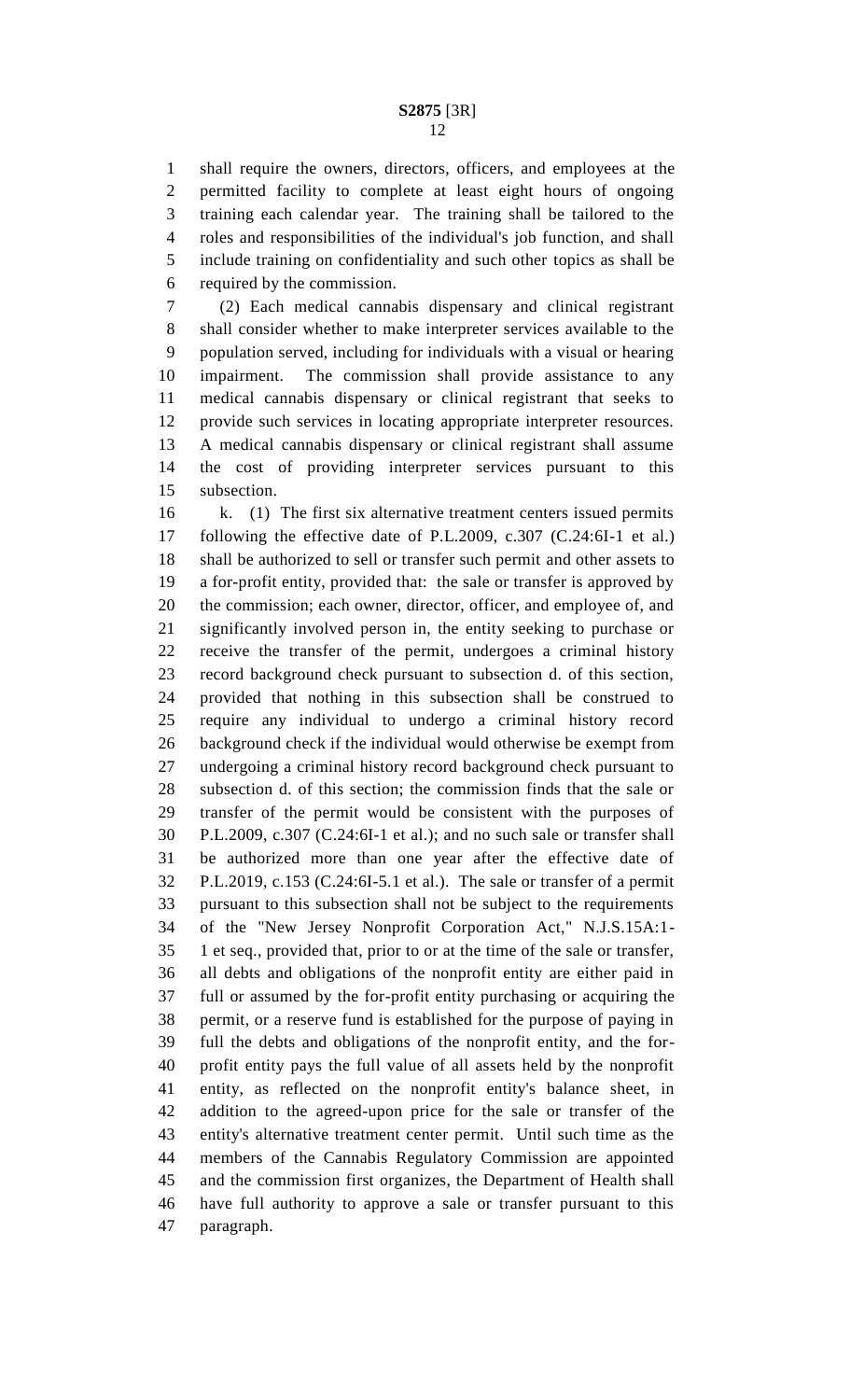shall require the owners, directors, officers, and employees at the permitted facility to complete at least eight hours of ongoing training each calendar year. The training shall be tailored to the roles and responsibilities of the individual's job function, and shall include training on confidentiality and such other topics as shall be required by the commission.

(2) Each medical cannabis dispensary and clinical registrant shall consider whether to make interpreter services available to the population served, including for individuals with a visual or hearing impairment. The commission shall provide assistance to any medical cannabis dispensary or clinical registrant that seeks to provide such services in locating appropriate interpreter resources. A medical cannabis dispensary or clinical registrant shall assume the cost of providing interpreter services pursuant to this subsection.

k. (1) The first six alternative treatment centers issued permits following the effective date of P.L.2009, c.307 (C.24:6I-1 et al.) shall be authorized to sell or transfer such permit and other assets to a for-profit entity, provided that: the sale or transfer is approved by the commission; each owner, director, officer, and employee of, and significantly involved person in, the entity seeking to purchase or receive the transfer of the permit, undergoes a criminal history record background check pursuant to subsection d. of this section, provided that nothing in this subsection shall be construed to require any individual to undergo a criminal history record background check if the individual would otherwise be exempt from undergoing a criminal history record background check pursuant to subsection d. of this section; the commission finds that the sale or transfer of the permit would be consistent with the purposes of P.L.2009, c.307 (C.24:6I-1 et al.); and no such sale or transfer shall be authorized more than one year after the effective date of P.L.2019, c.153 (C.24:6I-5.1 et al.). The sale or transfer of a permit pursuant to this subsection shall not be subject to the requirements of the "New Jersey Nonprofit Corporation Act," N.J.S.15A:1-1 et seq., provided that, prior to or at the time of the sale or transfer, all debts and obligations of the nonprofit entity are either paid in full or assumed by the for-profit entity purchasing or acquiring the permit, or a reserve fund is established for the purpose of paying in full the debts and obligations of the nonprofit entity, and the for-profit entity pays the full value of all assets held by the nonprofit entity, as reflected on the nonprofit entity's balance sheet, in addition to the agreed-upon price for the sale or transfer of the entity's alternative treatment center permit. Until such time as the members of the Cannabis Regulatory Commission are appointed and the commission first organizes, the Department of Health shall have full authority to approve a sale or transfer pursuant to this paragraph.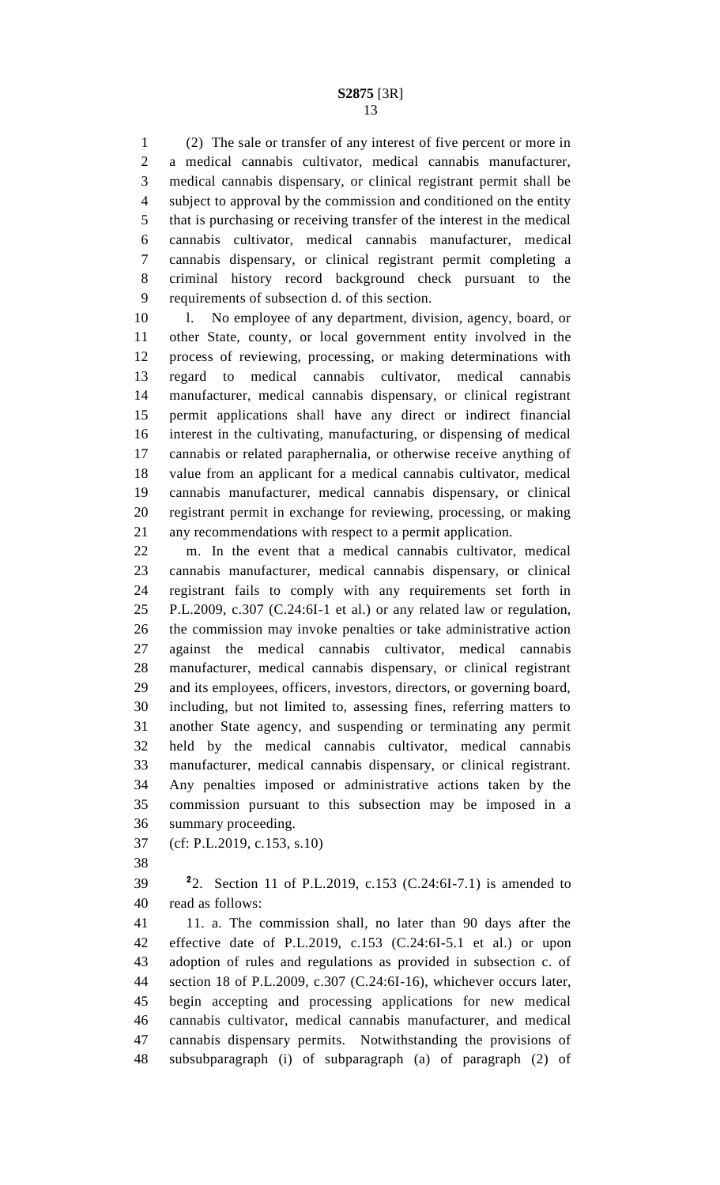(2) The sale or transfer of any interest of five percent or more in a medical cannabis cultivator, medical cannabis manufacturer, medical cannabis dispensary, or clinical registrant permit shall be subject to approval by the commission and conditioned on the entity that is purchasing or receiving transfer of the interest in the medical cannabis cultivator, medical cannabis manufacturer, medical cannabis dispensary, or clinical registrant permit completing a criminal history record background check pursuant to the requirements of subsection d. of this section.

l. No employee of any department, division, agency, board, or other State, county, or local government entity involved in the process of reviewing, processing, or making determinations with regard to medical cannabis cultivator, medical cannabis manufacturer, medical cannabis dispensary, or clinical registrant permit applications shall have any direct or indirect financial interest in the cultivating, manufacturing, or dispensing of medical cannabis or related paraphernalia, or otherwise receive anything of value from an applicant for a medical cannabis cultivator, medical cannabis manufacturer, medical cannabis dispensary, or clinical registrant permit in exchange for reviewing, processing, or making any recommendations with respect to a permit application.

m. In the event that a medical cannabis cultivator, medical cannabis manufacturer, medical cannabis dispensary, or clinical registrant fails to comply with any requirements set forth in P.L.2009, c.307 (C.24:6I-1 et al.) or any related law or regulation, the commission may invoke penalties or take administrative action against the medical cannabis cultivator, medical cannabis manufacturer, medical cannabis dispensary, or clinical registrant and its employees, officers, investors, directors, or governing board, including, but not limited to, assessing fines, referring matters to another State agency, and suspending or terminating any permit held by the medical cannabis cultivator, medical cannabis manufacturer, medical cannabis dispensary, or clinical registrant. Any penalties imposed or administrative actions taken by the commission pursuant to this subsection may be imposed in a summary proceeding.

(cf: P.L.2019, c.153, s.10)

[2]2. Section 11 of P.L.2019, c.153 (C.24:6I-7.1) is amended to read as follows:

11. a. The commission shall, no later than 90 days after the effective date of P.L.2019, c.153 (C.24:6I-5.1 et al.) or upon adoption of rules and regulations as provided in subsection c. of section 18 of P.L.2009, c.307 (C.24:6I-16), whichever occurs later, begin accepting and processing applications for new medical cannabis cultivator, medical cannabis manufacturer, and medical cannabis dispensary permits. Notwithstanding the provisions of subsubparagraph (i) of subparagraph (a) of paragraph (2) of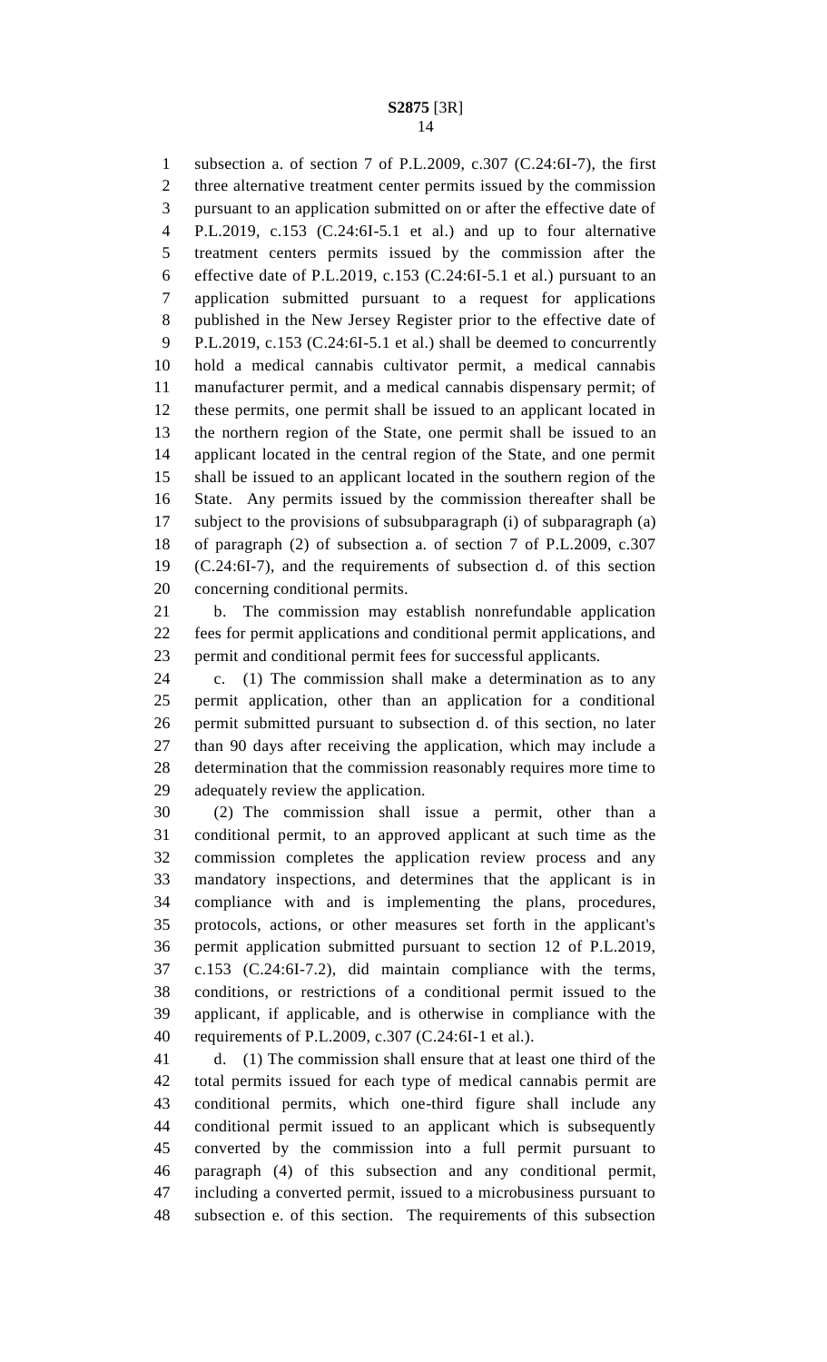subsection a. of section 7 of P.L.2009, c.307 (C.24:6I-7), the first three alternative treatment center permits issued by the commission pursuant to an application submitted on or after the effective date of P.L.2019, c.153 (C.24:6I-5.1 et al.) and up to four alternative treatment centers permits issued by the commission after the effective date of P.L.2019, c.153 (C.24:6I-5.1 et al.) pursuant to an application submitted pursuant to a request for applications published in the New Jersey Register prior to the effective date of P.L.2019, c.153 (C.24:6I-5.1 et al.) shall be deemed to concurrently hold a medical cannabis cultivator permit, a medical cannabis manufacturer permit, and a medical cannabis dispensary permit; of these permits, one permit shall be issued to an applicant located in the northern region of the State, one permit shall be issued to an applicant located in the central region of the State, and one permit shall be issued to an applicant located in the southern region of the State. Any permits issued by the commission thereafter shall be subject to the provisions of subsubparagraph (i) of subparagraph (a) of paragraph (2) of subsection a. of section 7 of P.L.2009, c.307 (C.24:6I-7), and the requirements of subsection d. of this section concerning conditional permits.

b. The commission may establish nonrefundable application fees for permit applications and conditional permit applications, and permit and conditional permit fees for successful applicants.

c. (1) The commission shall make a determination as to any permit application, other than an application for a conditional permit submitted pursuant to subsection d. of this section, no later than 90 days after receiving the application, which may include a determination that the commission reasonably requires more time to adequately review the application.

(2) The commission shall issue a permit, other than a conditional permit, to an approved applicant at such time as the commission completes the application review process and any mandatory inspections, and determines that the applicant is in compliance with and is implementing the plans, procedures, protocols, actions, or other measures set forth in the applicant's permit application submitted pursuant to section 12 of P.L.2019, c.153 (C.24:6I-7.2), did maintain compliance with the terms, conditions, or restrictions of a conditional permit issued to the applicant, if applicable, and is otherwise in compliance with the requirements of P.L.2009, c.307 (C.24:6I-1 et al.).

d. (1) The commission shall ensure that at least one third of the total permits issued for each type of medical cannabis permit are conditional permits, which one-third figure shall include any conditional permit issued to an applicant which is subsequently converted by the commission into a full permit pursuant to paragraph (4) of this subsection and any conditional permit, including a converted permit, issued to a microbusiness pursuant to subsection e. of this section. The requirements of this subsection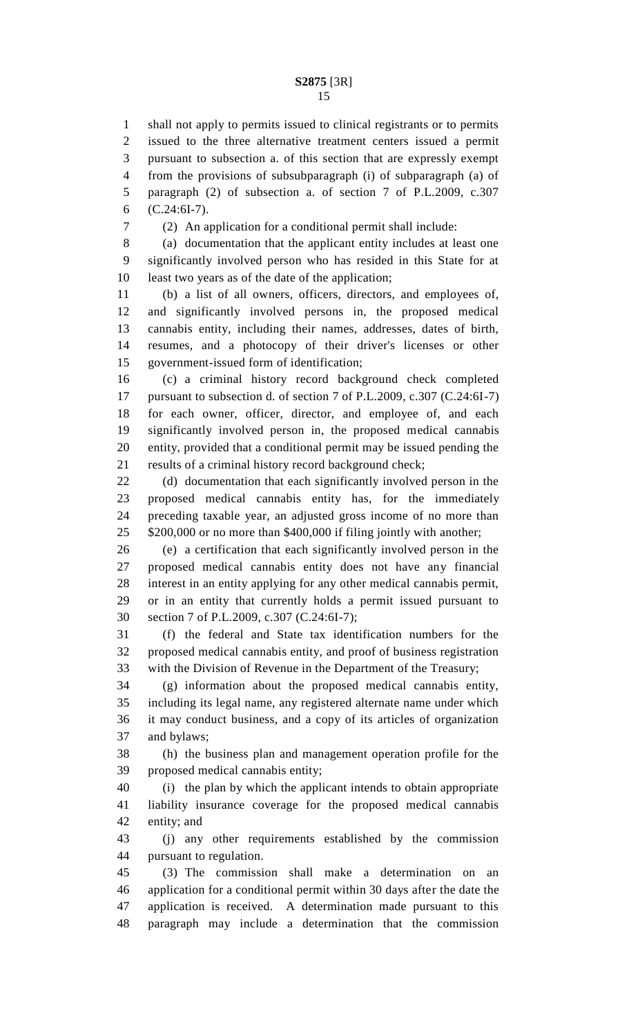shall not apply to permits issued to clinical registrants or to permits issued to the three alternative treatment centers issued a permit pursuant to subsection a. of this section that are expressly exempt from the provisions of subsubparagraph (i) of subparagraph (a) of paragraph (2) of subsection a. of section 7 of P.L.2009, c.307 (C.24:6I-7).

(2) An application for a conditional permit shall include:

(a) documentation that the applicant entity includes at least one significantly involved person who has resided in this State for at least two years as of the date of the application;

(b) a list of all owners, officers, directors, and employees of, and significantly involved persons in, the proposed medical cannabis entity, including their names, addresses, dates of birth, resumes, and a photocopy of their driver's licenses or other government-issued form of identification;

(c) a criminal history record background check completed pursuant to subsection d. of section 7 of P.L.2009, c.307 (C.24:6I-7) for each owner, officer, director, and employee of, and each significantly involved person in, the proposed medical cannabis entity, provided that a conditional permit may be issued pending the results of a criminal history record background check;

(d) documentation that each significantly involved person in the proposed medical cannabis entity has, for the immediately preceding taxable year, an adjusted gross income of no more than $200,000 or no more than $400,000 if filing jointly with another;

(e) a certification that each significantly involved person in the proposed medical cannabis entity does not have any financial interest in an entity applying for any other medical cannabis permit, or in an entity that currently holds a permit issued pursuant to section 7 of P.L.2009, c.307 (C.24:6I-7);

(f) the federal and State tax identification numbers for the proposed medical cannabis entity, and proof of business registration with the Division of Revenue in the Department of the Treasury;

(g) information about the proposed medical cannabis entity, including its legal name, any registered alternate name under which it may conduct business, and a copy of its articles of organization and bylaws;

(h) the business plan and management operation profile for the proposed medical cannabis entity;

(i) the plan by which the applicant intends to obtain appropriate liability insurance coverage for the proposed medical cannabis entity; and

(j) any other requirements established by the commission pursuant to regulation.

(3) The commission shall make a determination on an application for a conditional permit within 30 days after the date the application is received. A determination made pursuant to this paragraph may include a determination that the commission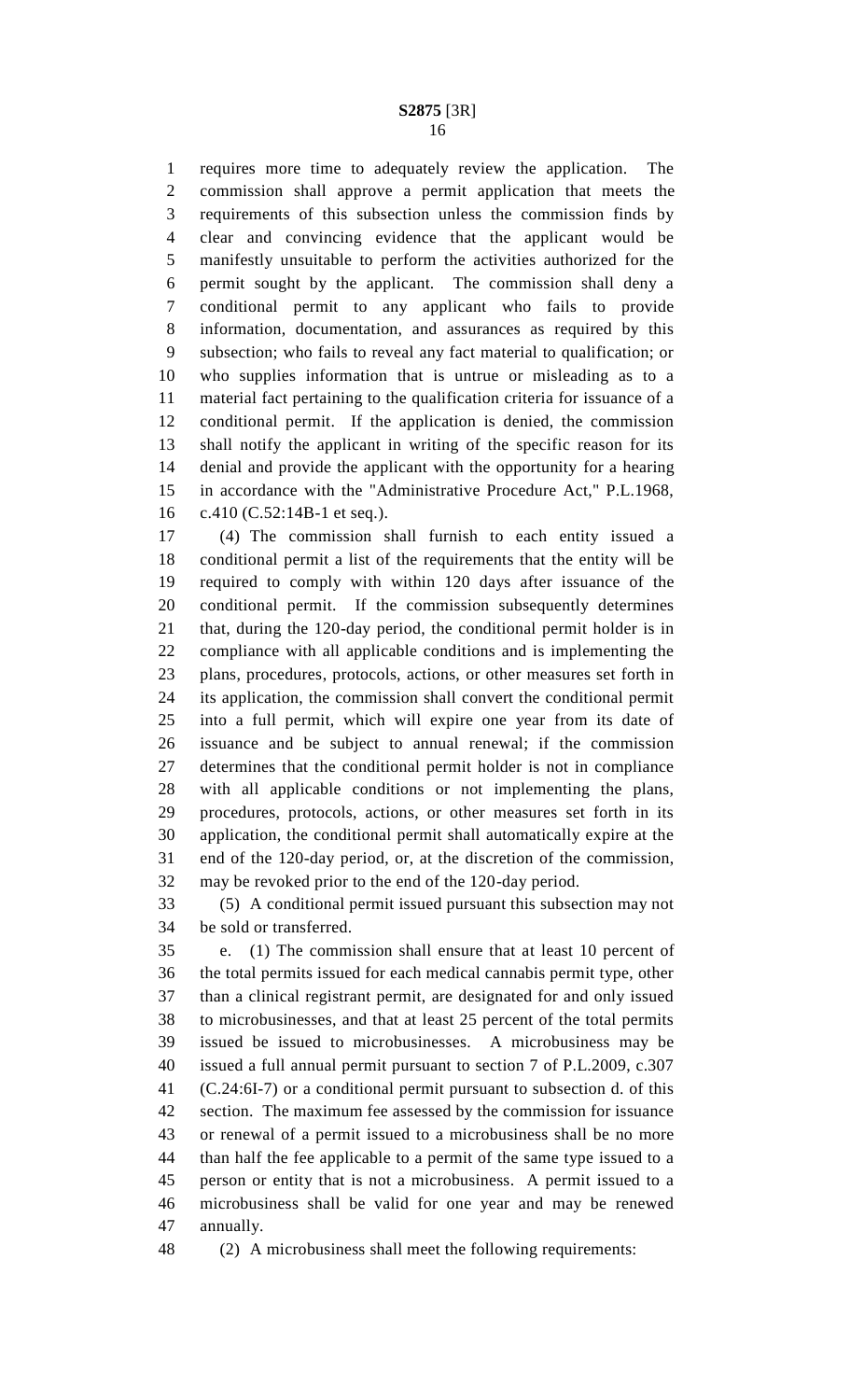requires more time to adequately review the application. The commission shall approve a permit application that meets the requirements of this subsection unless the commission finds by clear and convincing evidence that the applicant would be manifestly unsuitable to perform the activities authorized for the permit sought by the applicant. The commission shall deny a conditional permit to any applicant who fails to provide information, documentation, and assurances as required by this subsection; who fails to reveal any fact material to qualification; or who supplies information that is untrue or misleading as to a material fact pertaining to the qualification criteria for issuance of a conditional permit. If the application is denied, the commission shall notify the applicant in writing of the specific reason for its denial and provide the applicant with the opportunity for a hearing in accordance with the "Administrative Procedure Act," P.L.1968, c.410 (C.52:14B-1 et seq.).

(4) The commission shall furnish to each entity issued a conditional permit a list of the requirements that the entity will be required to comply with within 120 days after issuance of the conditional permit. If the commission subsequently determines that, during the 120-day period, the conditional permit holder is in compliance with all applicable conditions and is implementing the plans, procedures, protocols, actions, or other measures set forth in its application, the commission shall convert the conditional permit into a full permit, which will expire one year from its date of issuance and be subject to annual renewal; if the commission determines that the conditional permit holder is not in compliance with all applicable conditions or not implementing the plans, procedures, protocols, actions, or other measures set forth in its application, the conditional permit shall automatically expire at the end of the 120-day period, or, at the discretion of the commission, may be revoked prior to the end of the 120-day period.

(5) A conditional permit issued pursuant this subsection may not be sold or transferred.

e. (1) The commission shall ensure that at least 10 percent of the total permits issued for each medical cannabis permit type, other than a clinical registrant permit, are designated for and only issued to microbusinesses, and that at least 25 percent of the total permits issued be issued to microbusinesses. A microbusiness may be issued a full annual permit pursuant to section 7 of P.L.2009, c.307 (C.24:6I-7) or a conditional permit pursuant to subsection d. of this section. The maximum fee assessed by the commission for issuance or renewal of a permit issued to a microbusiness shall be no more than half the fee applicable to a permit of the same type issued to a person or entity that is not a microbusiness. A permit issued to a microbusiness shall be valid for one year and may be renewed annually.

(2) A microbusiness shall meet the following requirements: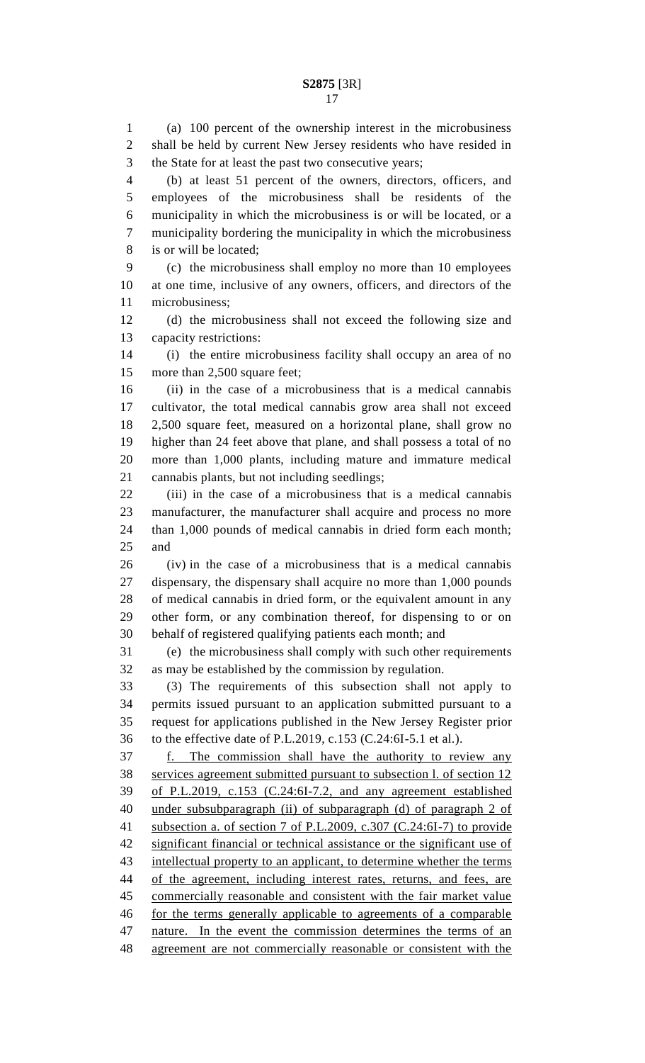(a) 100 percent of the ownership interest in the microbusiness shall be held by current New Jersey residents who have resided in the State for at least the past two consecutive years;

(b) at least 51 percent of the owners, directors, officers, and employees of the microbusiness shall be residents of the municipality in which the microbusiness is or will be located, or a municipality bordering the municipality in which the microbusiness is or will be located;

(c) the microbusiness shall employ no more than 10 employees at one time, inclusive of any owners, officers, and directors of the microbusiness;

(d) the microbusiness shall not exceed the following size and capacity restrictions:

(i) the entire microbusiness facility shall occupy an area of no more than 2,500 square feet;

(ii) in the case of a microbusiness that is a medical cannabis cultivator, the total medical cannabis grow area shall not exceed 2,500 square feet, measured on a horizontal plane, shall grow no higher than 24 feet above that plane, and shall possess a total of no more than 1,000 plants, including mature and immature medical cannabis plants, but not including seedlings;

(iii) in the case of a microbusiness that is a medical cannabis manufacturer, the manufacturer shall acquire and process no more than 1,000 pounds of medical cannabis in dried form each month; and

(iv) in the case of a microbusiness that is a medical cannabis dispensary, the dispensary shall acquire no more than 1,000 pounds of medical cannabis in dried form, or the equivalent amount in any other form, or any combination thereof, for dispensing to or on behalf of registered qualifying patients each month; and

(e) the microbusiness shall comply with such other requirements as may be established by the commission by regulation.

(3) The requirements of this subsection shall not apply to permits issued pursuant to an application submitted pursuant to a request for applications published in the New Jersey Register prior to the effective date of P.L.2019, c.153 (C.24:6I-5.1 et al.).

<u>f. The commission shall have the authority to review any services agreement submitted pursuant to subsection l. of section 12 of P.L.2019, c.153 (C.24:6I-7.2, and any agreement established under subsubparagraph (ii) of subparagraph (d) of paragraph 2 of subsection a. of section 7 of P.L.2009, c.307 (C.24:6I-7) to provide significant financial or technical assistance or the significant use of intellectual property to an applicant, to determine whether the terms of the agreement, including interest rates, returns, and fees, are commercially reasonable and consistent with the fair market value for the terms generally applicable to agreements of a comparable nature. In the event the commission determines the terms of an agreement are not commercially reasonable or consistent with the</u>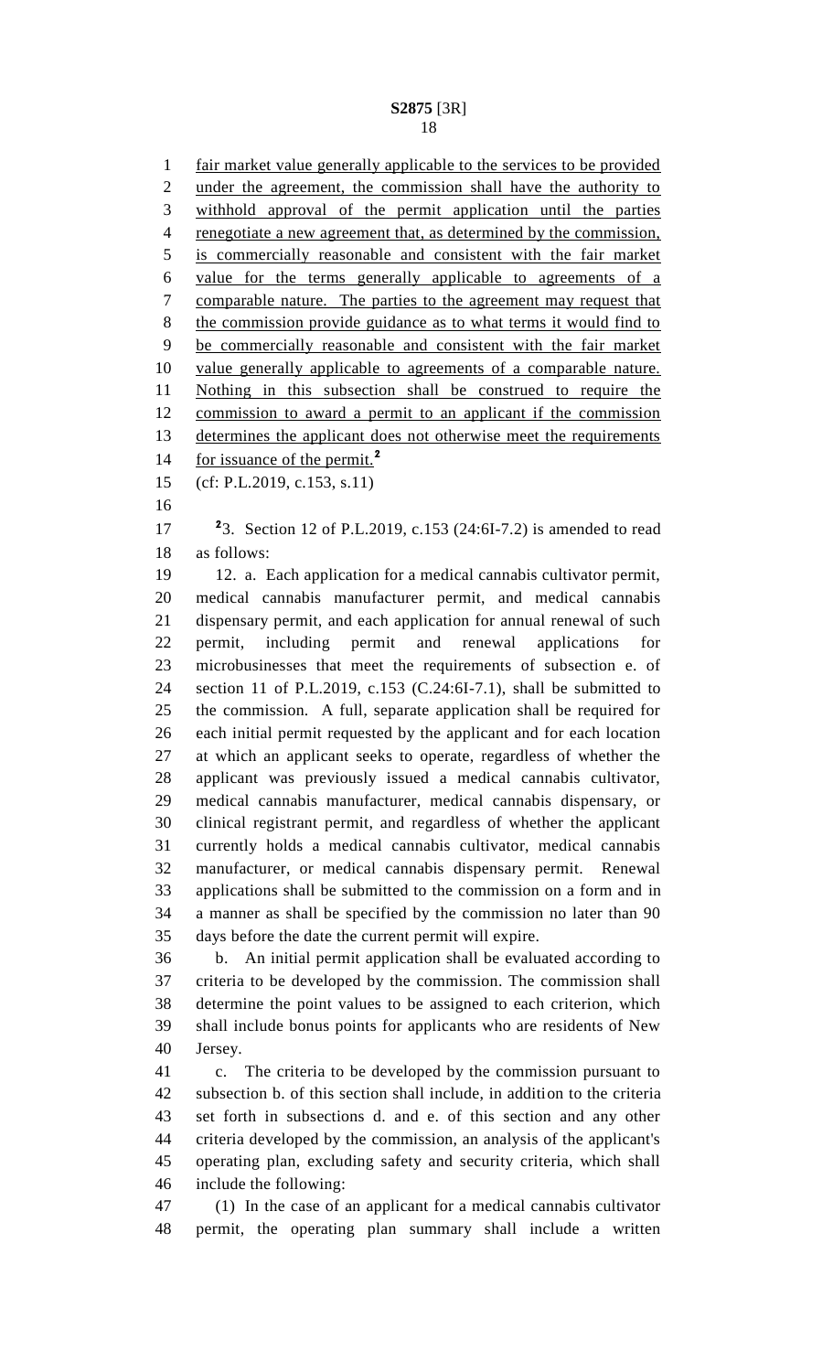fair market value generally applicable to the services to be provided under the agreement, the commission shall have the authority to withhold approval of the permit application until the parties renegotiate a new agreement that, as determined by the commission, is commercially reasonable and consistent with the fair market value for the terms generally applicable to agreements of a comparable nature. The parties to the agreement may request that the commission provide guidance as to what terms it would find to be commercially reasonable and consistent with the fair market value generally applicable to agreements of a comparable nature. Nothing in this subsection shall be construed to require the commission to award a permit to an applicant if the commission determines the applicant does not otherwise meet the requirements for issuance of the permit.[2]

(cf: P.L.2019, c.153, s.11)

[2]3. Section 12 of P.L.2019, c.153 (24:6I-7.2) is amended to read as follows:

12. a. Each application for a medical cannabis cultivator permit, medical cannabis manufacturer permit, and medical cannabis dispensary permit, and each application for annual renewal of such permit, including permit and renewal applications for microbusinesses that meet the requirements of subsection e. of section 11 of P.L.2019, c.153 (C.24:6I-7.1), shall be submitted to the commission. A full, separate application shall be required for each initial permit requested by the applicant and for each location at which an applicant seeks to operate, regardless of whether the applicant was previously issued a medical cannabis cultivator, medical cannabis manufacturer, medical cannabis dispensary, or clinical registrant permit, and regardless of whether the applicant currently holds a medical cannabis cultivator, medical cannabis manufacturer, or medical cannabis dispensary permit. Renewal applications shall be submitted to the commission on a form and in a manner as shall be specified by the commission no later than 90 days before the date the current permit will expire.

b. An initial permit application shall be evaluated according to criteria to be developed by the commission. The commission shall determine the point values to be assigned to each criterion, which shall include bonus points for applicants who are residents of New Jersey.

c. The criteria to be developed by the commission pursuant to subsection b. of this section shall include, in addition to the criteria set forth in subsections d. and e. of this section and any other criteria developed by the commission, an analysis of the applicant's operating plan, excluding safety and security criteria, which shall include the following:

(1) In the case of an applicant for a medical cannabis cultivator permit, the operating plan summary shall include a written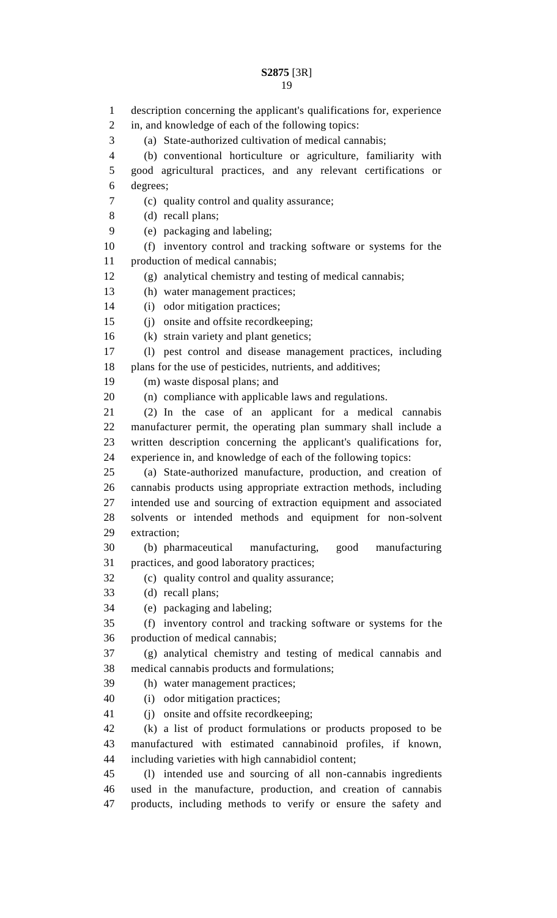description concerning the applicant's qualifications for, experience in, and knowledge of each of the following topics:

(a) State-authorized cultivation of medical cannabis;

(b) conventional horticulture or agriculture, familiarity with good agricultural practices, and any relevant certifications or degrees;

(c) quality control and quality assurance;

(d) recall plans;

(e) packaging and labeling;

(f) inventory control and tracking software or systems for the production of medical cannabis;

(g) analytical chemistry and testing of medical cannabis;

(h) water management practices;

(i) odor mitigation practices;

(j) onsite and offsite recordkeeping;

(k) strain variety and plant genetics;

(l) pest control and disease management practices, including plans for the use of pesticides, nutrients, and additives;

(m) waste disposal plans; and

(n) compliance with applicable laws and regulations.

(2) In the case of an applicant for a medical cannabis manufacturer permit, the operating plan summary shall include a written description concerning the applicant's qualifications for, experience in, and knowledge of each of the following topics:

(a) State-authorized manufacture, production, and creation of cannabis products using appropriate extraction methods, including intended use and sourcing of extraction equipment and associated solvents or intended methods and equipment for non-solvent extraction;

(b) pharmaceutical manufacturing, good manufacturing practices, and good laboratory practices;

(c) quality control and quality assurance;

(d) recall plans;

(e) packaging and labeling;

(f) inventory control and tracking software or systems for the production of medical cannabis;

(g) analytical chemistry and testing of medical cannabis and medical cannabis products and formulations;

(h) water management practices;

(i) odor mitigation practices;

(j) onsite and offsite recordkeeping;

(k) a list of product formulations or products proposed to be manufactured with estimated cannabinoid profiles, if known, including varieties with high cannabidiol content;

(l) intended use and sourcing of all non-cannabis ingredients used in the manufacture, production, and creation of cannabis products, including methods to verify or ensure the safety and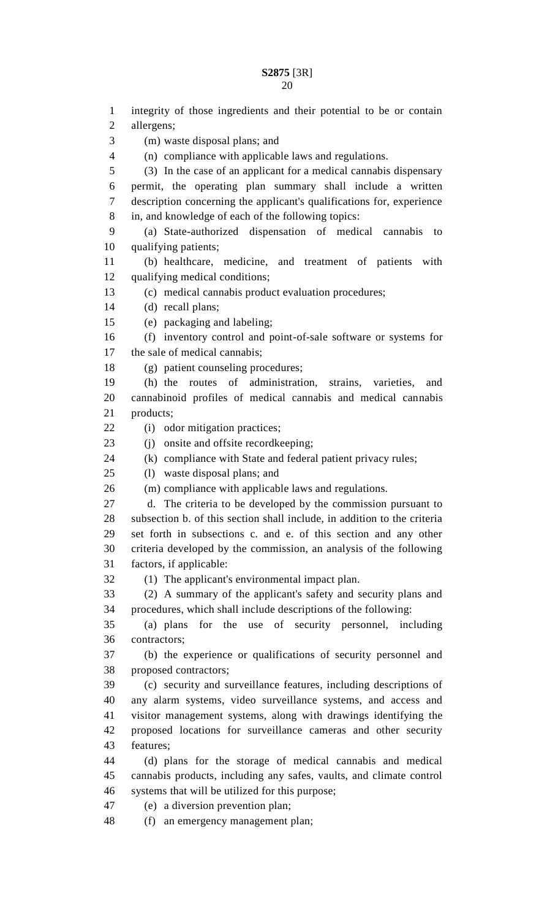integrity of those ingredients and their potential to be or contain allergens;

(m) waste disposal plans; and

(n) compliance with applicable laws and regulations.

(3) In the case of an applicant for a medical cannabis dispensary permit, the operating plan summary shall include a written description concerning the applicant's qualifications for, experience in, and knowledge of each of the following topics:

(a) State-authorized dispensation of medical cannabis to qualifying patients;

(b) healthcare, medicine, and treatment of patients with qualifying medical conditions;

(c) medical cannabis product evaluation procedures;

(d) recall plans;

(e) packaging and labeling;

(f) inventory control and point-of-sale software or systems for the sale of medical cannabis;

(g) patient counseling procedures;

(h) the routes of administration, strains, varieties, and cannabinoid profiles of medical cannabis and medical cannabis products;

(i) odor mitigation practices;

(j) onsite and offsite recordkeeping;

(k) compliance with State and federal patient privacy rules;

(l) waste disposal plans; and

(m) compliance with applicable laws and regulations.

d. The criteria to be developed by the commission pursuant to subsection b. of this section shall include, in addition to the criteria set forth in subsections c. and e. of this section and any other criteria developed by the commission, an analysis of the following factors, if applicable:

(1) The applicant's environmental impact plan.

(2) A summary of the applicant's safety and security plans and procedures, which shall include descriptions of the following:

(a) plans for the use of security personnel, including contractors;

(b) the experience or qualifications of security personnel and proposed contractors;

(c) security and surveillance features, including descriptions of any alarm systems, video surveillance systems, and access and visitor management systems, along with drawings identifying the proposed locations for surveillance cameras and other security features;

(d) plans for the storage of medical cannabis and medical cannabis products, including any safes, vaults, and climate control systems that will be utilized for this purpose;

(e) a diversion prevention plan;

(f) an emergency management plan;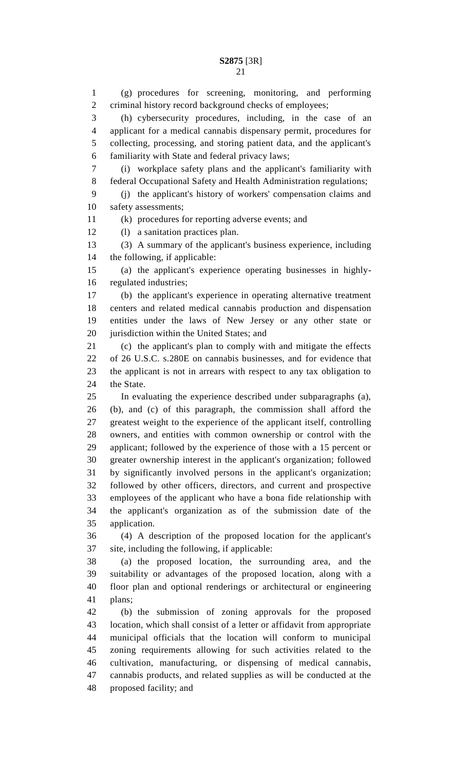(g) procedures for screening, monitoring, and performing criminal history record background checks of employees;

(h) cybersecurity procedures, including, in the case of an applicant for a medical cannabis dispensary permit, procedures for collecting, processing, and storing patient data, and the applicant's familiarity with State and federal privacy laws;

(i) workplace safety plans and the applicant's familiarity with federal Occupational Safety and Health Administration regulations;

(j) the applicant's history of workers' compensation claims and safety assessments;

(k) procedures for reporting adverse events; and

(l) a sanitation practices plan.

(3) A summary of the applicant's business experience, including the following, if applicable:

(a) the applicant's experience operating businesses in highly-regulated industries;

(b) the applicant's experience in operating alternative treatment centers and related medical cannabis production and dispensation entities under the laws of New Jersey or any other state or jurisdiction within the United States; and

(c) the applicant's plan to comply with and mitigate the effects of 26 U.S.C. s.280E on cannabis businesses, and for evidence that the applicant is not in arrears with respect to any tax obligation to the State.

In evaluating the experience described under subparagraphs (a), (b), and (c) of this paragraph, the commission shall afford the greatest weight to the experience of the applicant itself, controlling owners, and entities with common ownership or control with the applicant; followed by the experience of those with a 15 percent or greater ownership interest in the applicant's organization; followed by significantly involved persons in the applicant's organization; followed by other officers, directors, and current and prospective employees of the applicant who have a bona fide relationship with the applicant's organization as of the submission date of the application.

(4) A description of the proposed location for the applicant's site, including the following, if applicable:

(a) the proposed location, the surrounding area, and the suitability or advantages of the proposed location, along with a floor plan and optional renderings or architectural or engineering plans;

(b) the submission of zoning approvals for the proposed location, which shall consist of a letter or affidavit from appropriate municipal officials that the location will conform to municipal zoning requirements allowing for such activities related to the cultivation, manufacturing, or dispensing of medical cannabis, cannabis products, and related supplies as will be conducted at the proposed facility; and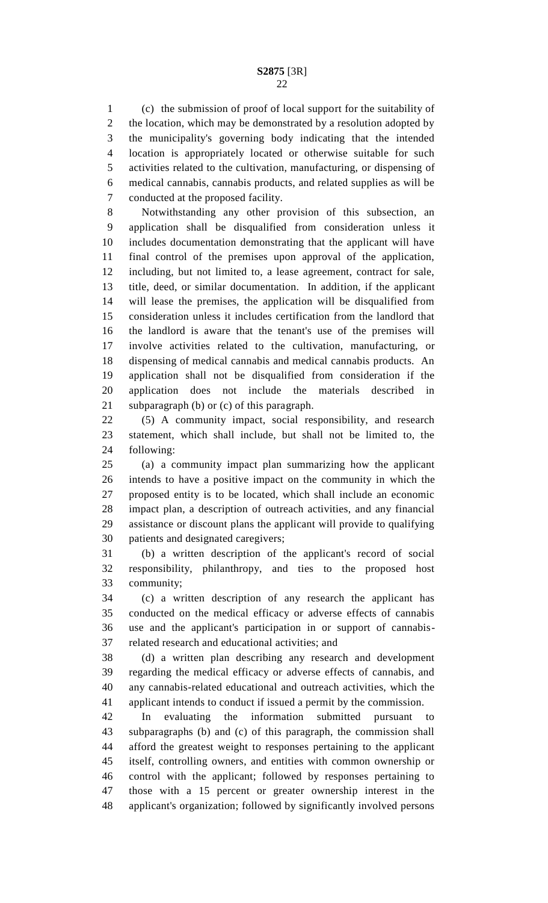(c) the submission of proof of local support for the suitability of the location, which may be demonstrated by a resolution adopted by the municipality's governing body indicating that the intended location is appropriately located or otherwise suitable for such activities related to the cultivation, manufacturing, or dispensing of medical cannabis, cannabis products, and related supplies as will be conducted at the proposed facility.

Notwithstanding any other provision of this subsection, an application shall be disqualified from consideration unless it includes documentation demonstrating that the applicant will have final control of the premises upon approval of the application, including, but not limited to, a lease agreement, contract for sale, title, deed, or similar documentation. In addition, if the applicant will lease the premises, the application will be disqualified from consideration unless it includes certification from the landlord that the landlord is aware that the tenant's use of the premises will involve activities related to the cultivation, manufacturing, or dispensing of medical cannabis and medical cannabis products. An application shall not be disqualified from consideration if the application does not include the materials described in subparagraph (b) or (c) of this paragraph.

(5) A community impact, social responsibility, and research statement, which shall include, but shall not be limited to, the following:

(a) a community impact plan summarizing how the applicant intends to have a positive impact on the community in which the proposed entity is to be located, which shall include an economic impact plan, a description of outreach activities, and any financial assistance or discount plans the applicant will provide to qualifying patients and designated caregivers;

(b) a written description of the applicant's record of social responsibility, philanthropy, and ties to the proposed host community;

(c) a written description of any research the applicant has conducted on the medical efficacy or adverse effects of cannabis use and the applicant's participation in or support of cannabis-related research and educational activities; and

(d) a written plan describing any research and development regarding the medical efficacy or adverse effects of cannabis, and any cannabis-related educational and outreach activities, which the applicant intends to conduct if issued a permit by the commission.

In evaluating the information submitted pursuant to subparagraphs (b) and (c) of this paragraph, the commission shall afford the greatest weight to responses pertaining to the applicant itself, controlling owners, and entities with common ownership or control with the applicant; followed by responses pertaining to those with a 15 percent or greater ownership interest in the applicant's organization; followed by significantly involved persons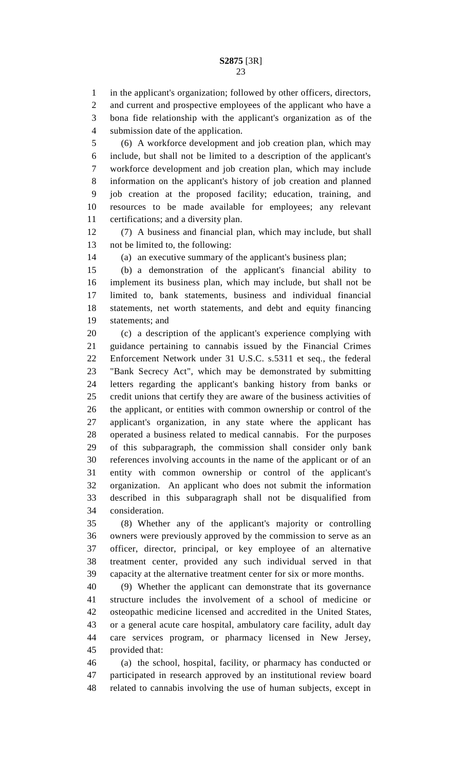in the applicant's organization; followed by other officers, directors, and current and prospective employees of the applicant who have a bona fide relationship with the applicant's organization as of the submission date of the application.

(6) A workforce development and job creation plan, which may include, but shall not be limited to a description of the applicant's workforce development and job creation plan, which may include information on the applicant's history of job creation and planned job creation at the proposed facility; education, training, and resources to be made available for employees; any relevant certifications; and a diversity plan.

(7) A business and financial plan, which may include, but shall not be limited to, the following:

(a) an executive summary of the applicant's business plan;

(b) a demonstration of the applicant's financial ability to implement its business plan, which may include, but shall not be limited to, bank statements, business and individual financial statements, net worth statements, and debt and equity financing statements; and

(c) a description of the applicant's experience complying with guidance pertaining to cannabis issued by the Financial Crimes Enforcement Network under 31 U.S.C. s.5311 et seq., the federal "Bank Secrecy Act", which may be demonstrated by submitting letters regarding the applicant's banking history from banks or credit unions that certify they are aware of the business activities of the applicant, or entities with common ownership or control of the applicant's organization, in any state where the applicant has operated a business related to medical cannabis. For the purposes of this subparagraph, the commission shall consider only bank references involving accounts in the name of the applicant or of an entity with common ownership or control of the applicant's organization. An applicant who does not submit the information described in this subparagraph shall not be disqualified from consideration.

(8) Whether any of the applicant's majority or controlling owners were previously approved by the commission to serve as an officer, director, principal, or key employee of an alternative treatment center, provided any such individual served in that capacity at the alternative treatment center for six or more months.

(9) Whether the applicant can demonstrate that its governance structure includes the involvement of a school of medicine or osteopathic medicine licensed and accredited in the United States, or a general acute care hospital, ambulatory care facility, adult day care services program, or pharmacy licensed in New Jersey, provided that:

(a) the school, hospital, facility, or pharmacy has conducted or participated in research approved by an institutional review board related to cannabis involving the use of human subjects, except in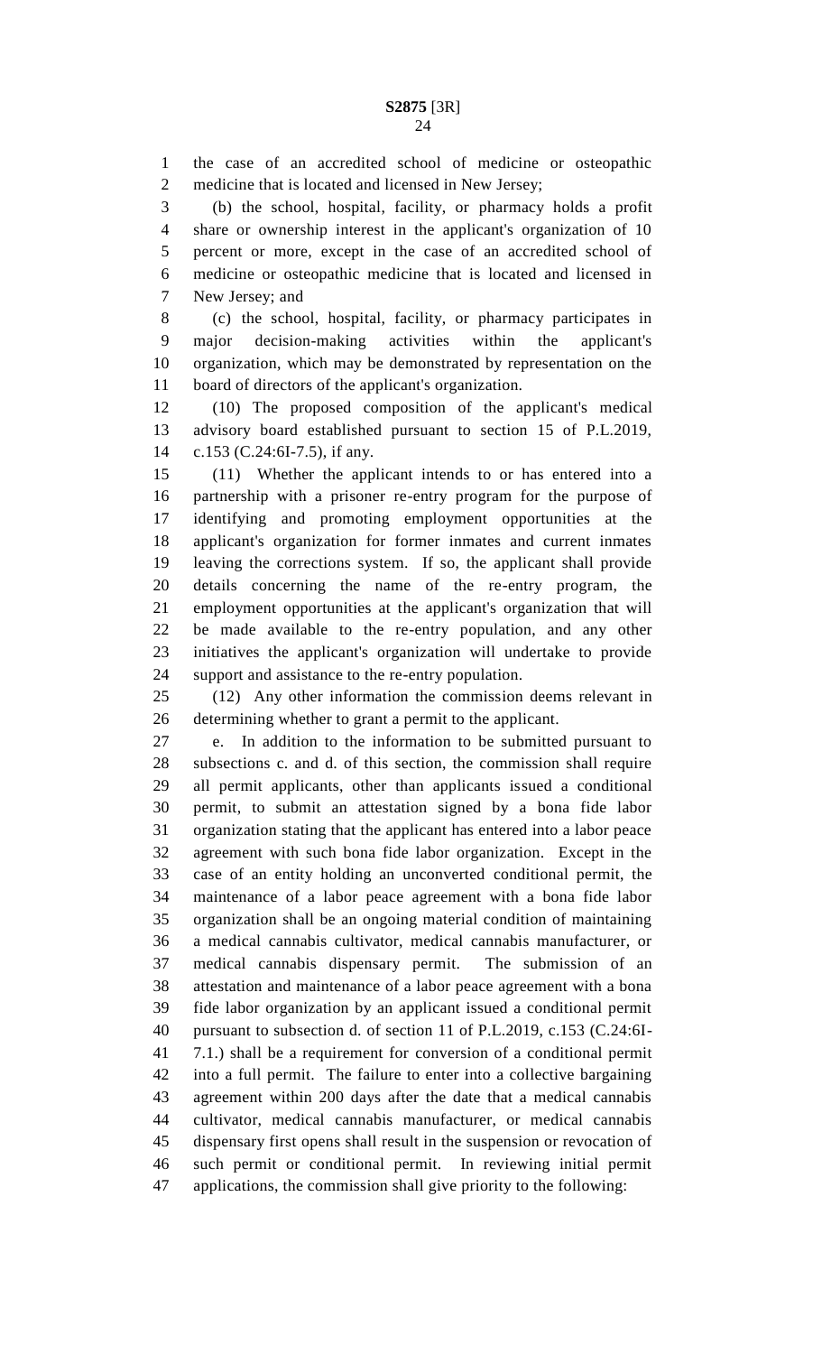the case of an accredited school of medicine or osteopathic medicine that is located and licensed in New Jersey;

(b) the school, hospital, facility, or pharmacy holds a profit share or ownership interest in the applicant's organization of 10 percent or more, except in the case of an accredited school of medicine or osteopathic medicine that is located and licensed in New Jersey; and

(c) the school, hospital, facility, or pharmacy participates in major decision-making activities within the applicant's organization, which may be demonstrated by representation on the board of directors of the applicant's organization.

(10) The proposed composition of the applicant's medical advisory board established pursuant to section 15 of P.L.2019, c.153 (C.24:6I-7.5), if any.

(11) Whether the applicant intends to or has entered into a partnership with a prisoner re-entry program for the purpose of identifying and promoting employment opportunities at the applicant's organization for former inmates and current inmates leaving the corrections system. If so, the applicant shall provide details concerning the name of the re-entry program, the employment opportunities at the applicant's organization that will be made available to the re-entry population, and any other initiatives the applicant's organization will undertake to provide support and assistance to the re-entry population.

(12) Any other information the commission deems relevant in determining whether to grant a permit to the applicant.

e. In addition to the information to be submitted pursuant to subsections c. and d. of this section, the commission shall require all permit applicants, other than applicants issued a conditional permit, to submit an attestation signed by a bona fide labor organization stating that the applicant has entered into a labor peace agreement with such bona fide labor organization. Except in the case of an entity holding an unconverted conditional permit, the maintenance of a labor peace agreement with a bona fide labor organization shall be an ongoing material condition of maintaining a medical cannabis cultivator, medical cannabis manufacturer, or medical cannabis dispensary permit. The submission of an attestation and maintenance of a labor peace agreement with a bona fide labor organization by an applicant issued a conditional permit pursuant to subsection d. of section 11 of P.L.2019, c.153 (C.24:6I-7.1.) shall be a requirement for conversion of a conditional permit into a full permit. The failure to enter into a collective bargaining agreement within 200 days after the date that a medical cannabis cultivator, medical cannabis manufacturer, or medical cannabis dispensary first opens shall result in the suspension or revocation of such permit or conditional permit. In reviewing initial permit applications, the commission shall give priority to the following: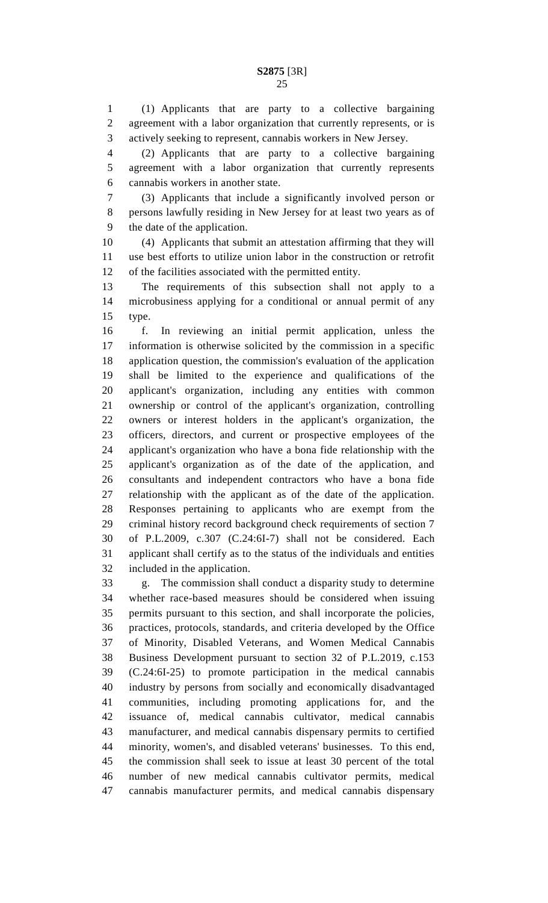(1) Applicants that are party to a collective bargaining agreement with a labor organization that currently represents, or is actively seeking to represent, cannabis workers in New Jersey.

(2) Applicants that are party to a collective bargaining agreement with a labor organization that currently represents cannabis workers in another state.

(3) Applicants that include a significantly involved person or persons lawfully residing in New Jersey for at least two years as of the date of the application.

(4) Applicants that submit an attestation affirming that they will use best efforts to utilize union labor in the construction or retrofit of the facilities associated with the permitted entity.

The requirements of this subsection shall not apply to a microbusiness applying for a conditional or annual permit of any type.

f. In reviewing an initial permit application, unless the information is otherwise solicited by the commission in a specific application question, the commission's evaluation of the application shall be limited to the experience and qualifications of the applicant's organization, including any entities with common ownership or control of the applicant's organization, controlling owners or interest holders in the applicant's organization, the officers, directors, and current or prospective employees of the applicant's organization who have a bona fide relationship with the applicant's organization as of the date of the application, and consultants and independent contractors who have a bona fide relationship with the applicant as of the date of the application. Responses pertaining to applicants who are exempt from the criminal history record background check requirements of section 7 of P.L.2009, c.307 (C.24:6I-7) shall not be considered. Each applicant shall certify as to the status of the individuals and entities included in the application.

g. The commission shall conduct a disparity study to determine whether race-based measures should be considered when issuing permits pursuant to this section, and shall incorporate the policies, practices, protocols, standards, and criteria developed by the Office of Minority, Disabled Veterans, and Women Medical Cannabis Business Development pursuant to section 32 of P.L.2019, c.153 (C.24:6I-25) to promote participation in the medical cannabis industry by persons from socially and economically disadvantaged communities, including promoting applications for, and the issuance of, medical cannabis cultivator, medical cannabis manufacturer, and medical cannabis dispensary permits to certified minority, women's, and disabled veterans' businesses. To this end, the commission shall seek to issue at least 30 percent of the total number of new medical cannabis cultivator permits, medical cannabis manufacturer permits, and medical cannabis dispensary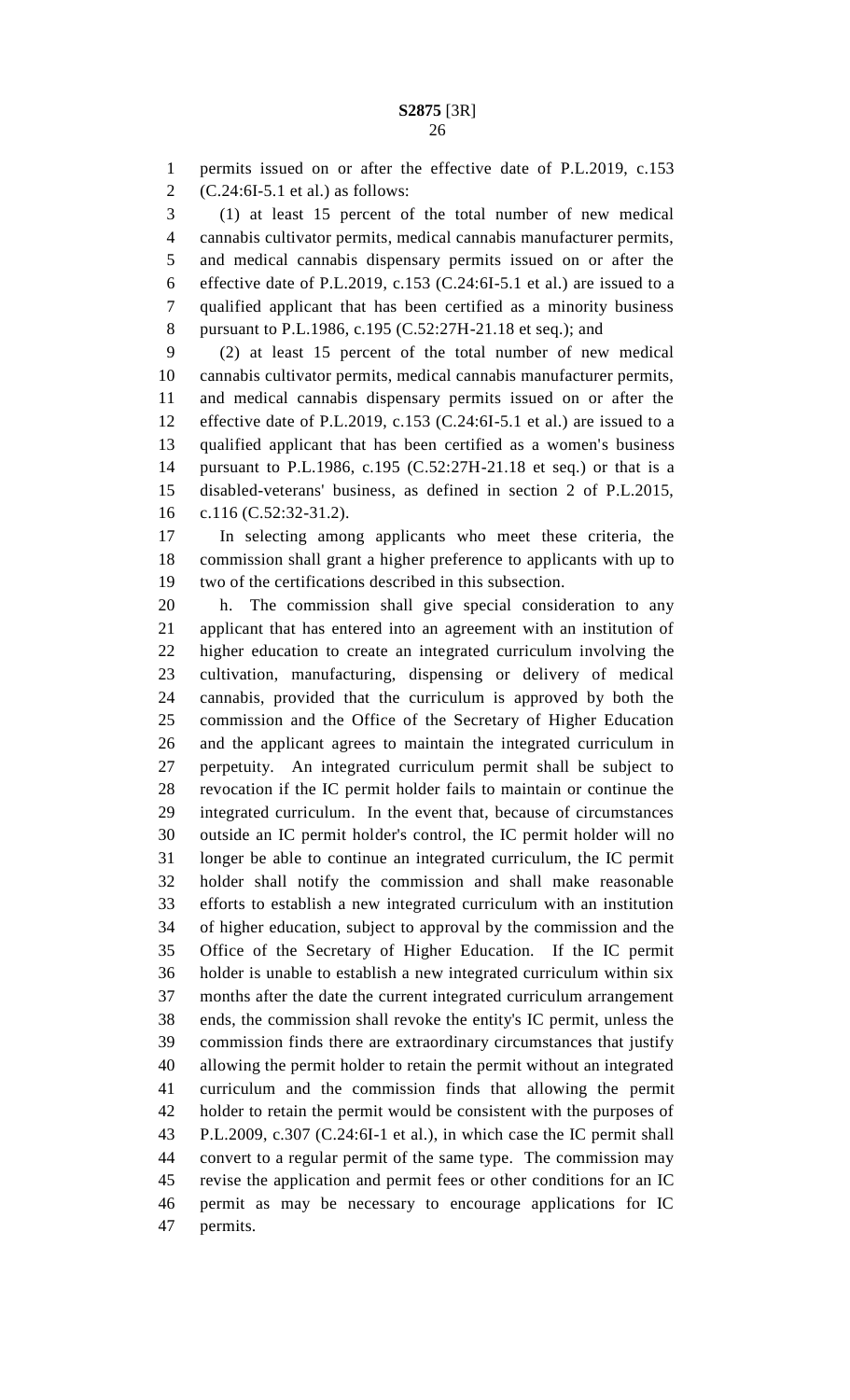permits issued on or after the effective date of P.L.2019, c.153 (C.24:6I-5.1 et al.) as follows:

(1) at least 15 percent of the total number of new medical cannabis cultivator permits, medical cannabis manufacturer permits, and medical cannabis dispensary permits issued on or after the effective date of P.L.2019, c.153 (C.24:6I-5.1 et al.) are issued to a qualified applicant that has been certified as a minority business pursuant to P.L.1986, c.195 (C.52:27H-21.18 et seq.); and

(2) at least 15 percent of the total number of new medical cannabis cultivator permits, medical cannabis manufacturer permits, and medical cannabis dispensary permits issued on or after the effective date of P.L.2019, c.153 (C.24:6I-5.1 et al.) are issued to a qualified applicant that has been certified as a women's business pursuant to P.L.1986, c.195 (C.52:27H-21.18 et seq.) or that is a disabled-veterans' business, as defined in section 2 of P.L.2015, c.116 (C.52:32-31.2).

In selecting among applicants who meet these criteria, the commission shall grant a higher preference to applicants with up to two of the certifications described in this subsection.

h. The commission shall give special consideration to any applicant that has entered into an agreement with an institution of higher education to create an integrated curriculum involving the cultivation, manufacturing, dispensing or delivery of medical cannabis, provided that the curriculum is approved by both the commission and the Office of the Secretary of Higher Education and the applicant agrees to maintain the integrated curriculum in perpetuity. An integrated curriculum permit shall be subject to revocation if the IC permit holder fails to maintain or continue the integrated curriculum. In the event that, because of circumstances outside an IC permit holder's control, the IC permit holder will no longer be able to continue an integrated curriculum, the IC permit holder shall notify the commission and shall make reasonable efforts to establish a new integrated curriculum with an institution of higher education, subject to approval by the commission and the Office of the Secretary of Higher Education. If the IC permit holder is unable to establish a new integrated curriculum within six months after the date the current integrated curriculum arrangement ends, the commission shall revoke the entity's IC permit, unless the commission finds there are extraordinary circumstances that justify allowing the permit holder to retain the permit without an integrated curriculum and the commission finds that allowing the permit holder to retain the permit would be consistent with the purposes of P.L.2009, c.307 (C.24:6I-1 et al.), in which case the IC permit shall convert to a regular permit of the same type. The commission may revise the application and permit fees or other conditions for an IC permit as may be necessary to encourage applications for IC permits.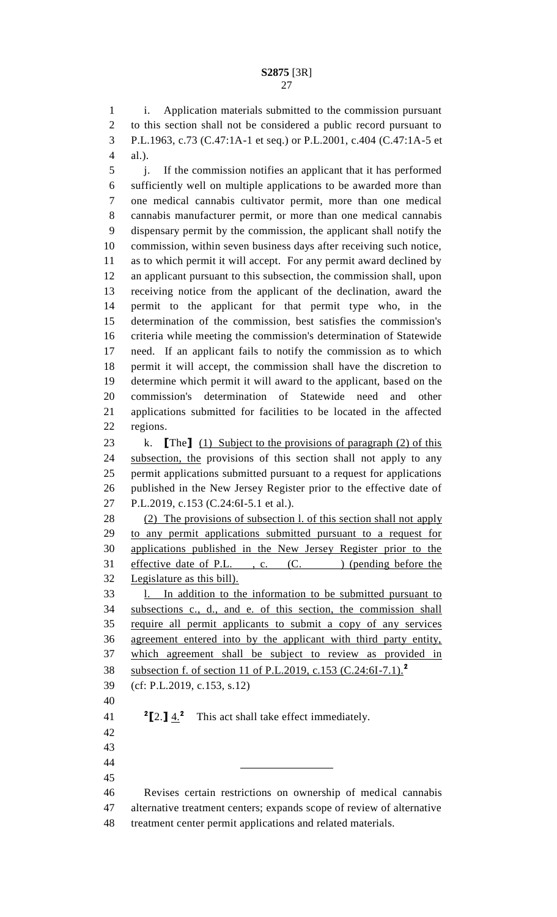i. Application materials submitted to the commission pursuant to this section shall not be considered a public record pursuant to P.L.1963, c.73 (C.47:1A-1 et seq.) or P.L.2001, c.404 (C.47:1A-5 et al.).

j. If the commission notifies an applicant that it has performed sufficiently well on multiple applications to be awarded more than one medical cannabis cultivator permit, more than one medical cannabis manufacturer permit, or more than one medical cannabis dispensary permit by the commission, the applicant shall notify the commission, within seven business days after receiving such notice, as to which permit it will accept. For any permit award declined by an applicant pursuant to this subsection, the commission shall, upon receiving notice from the applicant of the declination, award the permit to the applicant for that permit type who, in the determination of the commission, best satisfies the commission's criteria while meeting the commission's determination of Statewide need. If an applicant fails to notify the commission as to which permit it will accept, the commission shall have the discretion to determine which permit it will award to the applicant, based on the commission's determination of Statewide need and other applications submitted for facilities to be located in the affected regions.

k. ⟦The⟧ <u>(1) Subject to the provisions of paragraph (2) of this subsection, the</u> provisions of this section shall not apply to any permit applications submitted pursuant to a request for applications published in the New Jersey Register prior to the effective date of P.L.2019, c.153 (C.24:6I-5.1 et al.).

<u>(2) The provisions of subsection l. of this section shall not apply to any permit applications submitted pursuant to a request for applications published in the New Jersey Register prior to the effective date of P.L. , c. (C. ) (pending before the Legislature as this bill).</u>

<u>l. In addition to the information to be submitted pursuant to subsections c., d., and e. of this section, the commission shall require all permit applicants to submit a copy of any services agreement entered into by the applicant with third party entity, which agreement shall be subject to review as provided in subsection f. of section 11 of P.L.2019, c.153 (C.24:6I-7.1).</u>[2]

(cf: P.L.2019, c.153, s.12)

[2]⟦2.⟧ <u>4.</u>[2] This act shall take effect immediately.

---

Revises certain restrictions on ownership of medical cannabis alternative treatment centers; expands scope of review of alternative treatment center permit applications and related materials.